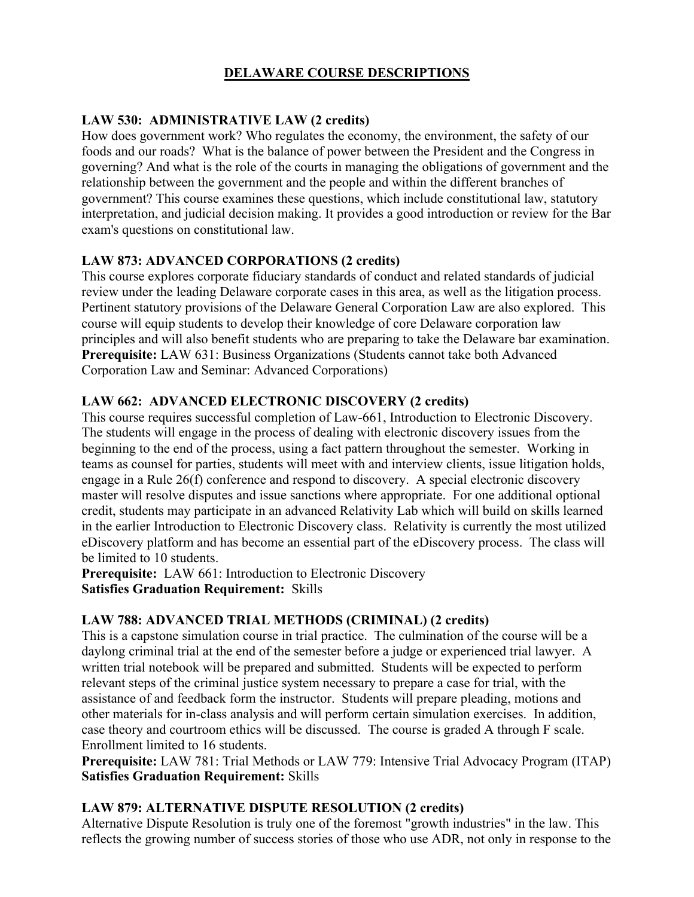# DELAWARE COURSE DESCRIPTIONS

**LAW 530: ADMINISTRATIVE LAW (2 credits)**

How does government work? Who regulates the economy, the environment, the safety of our foods and our roads? What is the balance of power between the President and the Congress in governing? And what is the role of the courts in managing the obligations of government and the relationship between the government and the people and within the different branches of government? This course examines these questions, which include constitutional law, statutory interpretation, and judicial decision making. It provides a good introduction or review for the Bar exam's questions on constitutional law.

**LAW 873: ADVANCED CORPORATIONS (2 credits)**

This course explores corporate fiduciary standards of conduct and related standards of judicial review under the leading Delaware corporate cases in this area, as well as the litigation process. Pertinent statutory provisions of the Delaware General Corporation Law are also explored. This course will equip students to develop their knowledge of core Delaware corporation law principles and will also benefit students who are preparing to take the Delaware bar examination.

**Prerequisite:** LAW 631: Business Organizations (Students cannot take both Advanced Corporation Law and Seminar: Advanced Corporations)

**LAW 662: ADVANCED ELECTRONIC DISCOVERY (2 credits)**

This course requires successful completion of Law-661, Introduction to Electronic Discovery. The students will engage in the process of dealing with electronic discovery issues from the beginning to the end of the process, using a fact pattern throughout the semester. Working in teams as counsel for parties, students will meet with and interview clients, issue litigation holds, engage in a Rule 26(f) conference and respond to discovery. A special electronic discovery master will resolve disputes and issue sanctions where appropriate. For one additional optional credit, students may participate in an advanced Relativity Lab which will build on skills learned in the earlier Introduction to Electronic Discovery class. Relativity is currently the most utilized eDiscovery platform and has become an essential part of the eDiscovery process. The class will be limited to 10 students.

**Prerequisite:** LAW 661: Introduction to Electronic Discovery
**Satisfies Graduation Requirement:** Skills

**LAW 788: ADVANCED TRIAL METHODS (CRIMINAL) (2 credits)**

This is a capstone simulation course in trial practice. The culmination of the course will be a daylong criminal trial at the end of the semester before a judge or experienced trial lawyer. A written trial notebook will be prepared and submitted. Students will be expected to perform relevant steps of the criminal justice system necessary to prepare a case for trial, with the assistance of and feedback form the instructor. Students will prepare pleading, motions and other materials for in-class analysis and will perform certain simulation exercises. In addition, case theory and courtroom ethics will be discussed. The course is graded A through F scale. Enrollment limited to 16 students.

**Prerequisite:** LAW 781: Trial Methods or LAW 779: Intensive Trial Advocacy Program (ITAP)
**Satisfies Graduation Requirement:** Skills

**LAW 879: ALTERNATIVE DISPUTE RESOLUTION (2 credits)**

Alternative Dispute Resolution is truly one of the foremost "growth industries" in the law. This reflects the growing number of success stories of those who use ADR, not only in response to the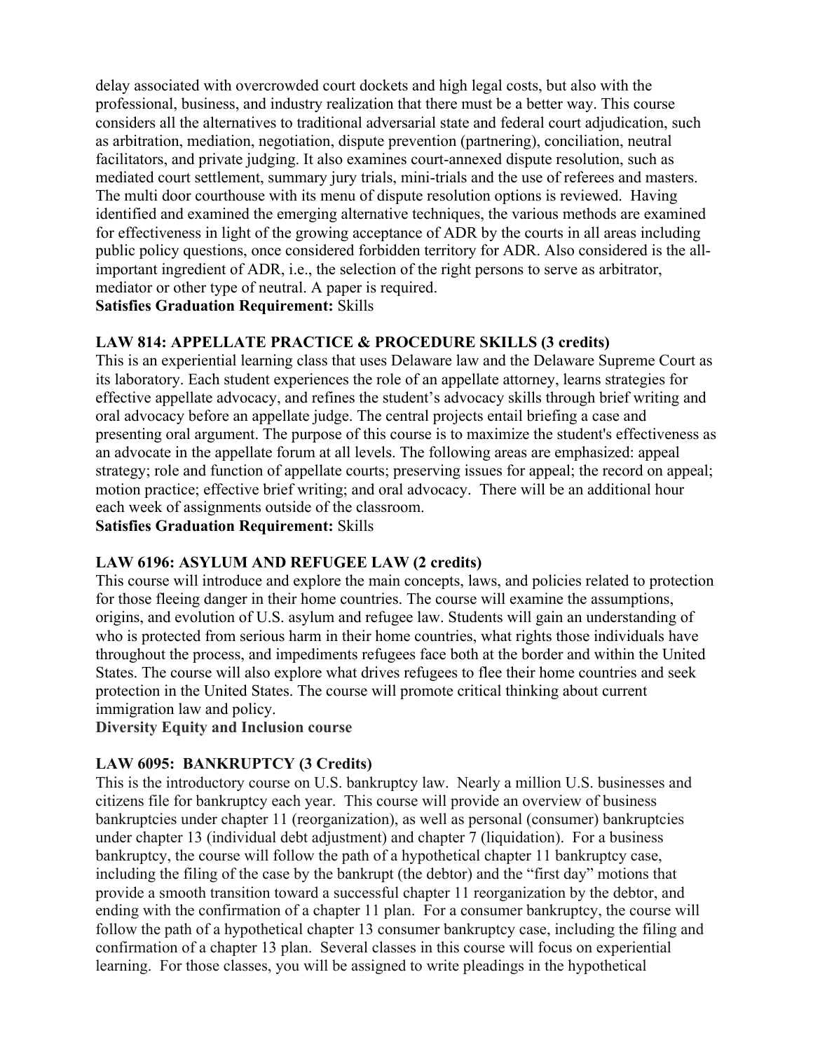delay associated with overcrowded court dockets and high legal costs, but also with the professional, business, and industry realization that there must be a better way. This course considers all the alternatives to traditional adversarial state and federal court adjudication, such as arbitration, mediation, negotiation, dispute prevention (partnering), conciliation, neutral facilitators, and private judging. It also examines court-annexed dispute resolution, such as mediated court settlement, summary jury trials, mini-trials and the use of referees and masters. The multi door courthouse with its menu of dispute resolution options is reviewed. Having identified and examined the emerging alternative techniques, the various methods are examined for effectiveness in light of the growing acceptance of ADR by the courts in all areas including public policy questions, once considered forbidden territory for ADR. Also considered is the all-important ingredient of ADR, i.e., the selection of the right persons to serve as arbitrator, mediator or other type of neutral. A paper is required.

**Satisfies Graduation Requirement:** Skills

**LAW 814: APPELLATE PRACTICE & PROCEDURE SKILLS (3 credits)**

This is an experiential learning class that uses Delaware law and the Delaware Supreme Court as its laboratory. Each student experiences the role of an appellate attorney, learns strategies for effective appellate advocacy, and refines the student's advocacy skills through brief writing and oral advocacy before an appellate judge. The central projects entail briefing a case and presenting oral argument. The purpose of this course is to maximize the student's effectiveness as an advocate in the appellate forum at all levels. The following areas are emphasized: appeal strategy; role and function of appellate courts; preserving issues for appeal; the record on appeal; motion practice; effective brief writing; and oral advocacy. There will be an additional hour each week of assignments outside of the classroom.

**Satisfies Graduation Requirement:** Skills

**LAW 6196: ASYLUM AND REFUGEE LAW (2 credits)**

This course will introduce and explore the main concepts, laws, and policies related to protection for those fleeing danger in their home countries. The course will examine the assumptions, origins, and evolution of U.S. asylum and refugee law. Students will gain an understanding of who is protected from serious harm in their home countries, what rights those individuals have throughout the process, and impediments refugees face both at the border and within the United States. The course will also explore what drives refugees to flee their home countries and seek protection in the United States. The course will promote critical thinking about current immigration law and policy.

**Diversity Equity and Inclusion course**

**LAW 6095: BANKRUPTCY (3 Credits)**

This is the introductory course on U.S. bankruptcy law. Nearly a million U.S. businesses and citizens file for bankruptcy each year. This course will provide an overview of business bankruptcies under chapter 11 (reorganization), as well as personal (consumer) bankruptcies under chapter 13 (individual debt adjustment) and chapter 7 (liquidation). For a business bankruptcy, the course will follow the path of a hypothetical chapter 11 bankruptcy case, including the filing of the case by the bankrupt (the debtor) and the "first day" motions that provide a smooth transition toward a successful chapter 11 reorganization by the debtor, and ending with the confirmation of a chapter 11 plan. For a consumer bankruptcy, the course will follow the path of a hypothetical chapter 13 consumer bankruptcy case, including the filing and confirmation of a chapter 13 plan. Several classes in this course will focus on experiential learning. For those classes, you will be assigned to write pleadings in the hypothetical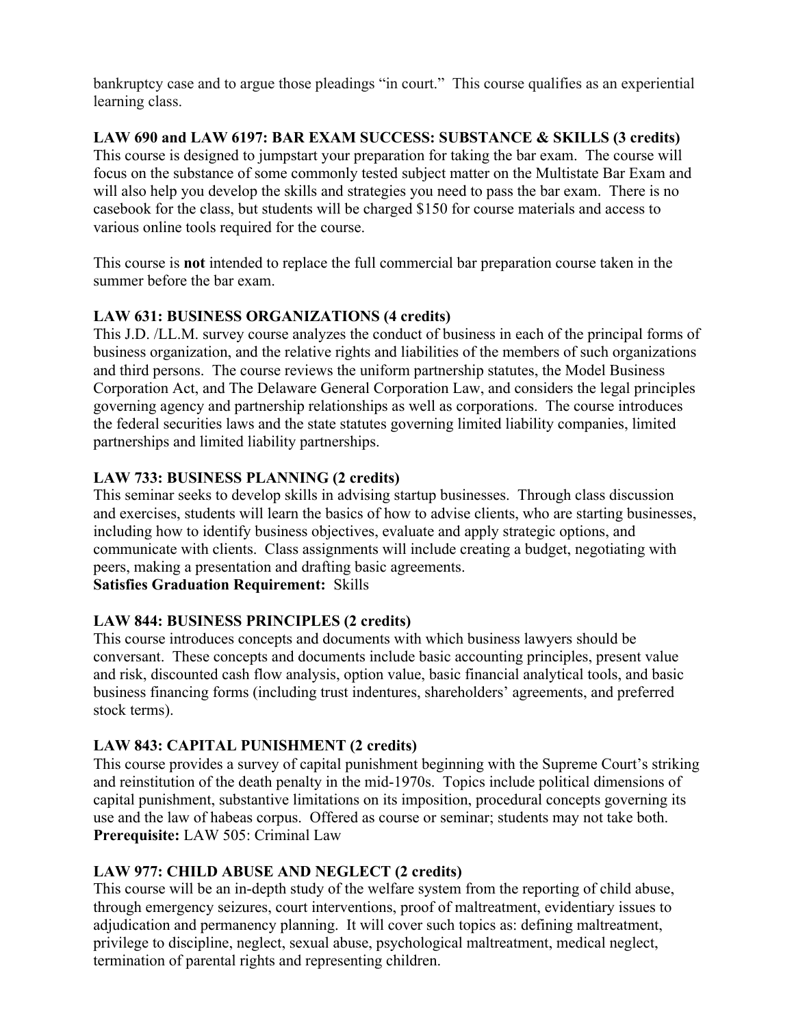bankruptcy case and to argue those pleadings "in court." This course qualifies as an experiential learning class.

**LAW 690 and LAW 6197: BAR EXAM SUCCESS: SUBSTANCE & SKILLS (3 credits)**
This course is designed to jumpstart your preparation for taking the bar exam. The course will focus on the substance of some commonly tested subject matter on the Multistate Bar Exam and will also help you develop the skills and strategies you need to pass the bar exam. There is no casebook for the class, but students will be charged $150 for course materials and access to various online tools required for the course.

This course is **not** intended to replace the full commercial bar preparation course taken in the summer before the bar exam.

**LAW 631: BUSINESS ORGANIZATIONS (4 credits)**
This J.D. /LL.M. survey course analyzes the conduct of business in each of the principal forms of business organization, and the relative rights and liabilities of the members of such organizations and third persons. The course reviews the uniform partnership statutes, the Model Business Corporation Act, and The Delaware General Corporation Law, and considers the legal principles governing agency and partnership relationships as well as corporations. The course introduces the federal securities laws and the state statutes governing limited liability companies, limited partnerships and limited liability partnerships.

**LAW 733: BUSINESS PLANNING (2 credits)**
This seminar seeks to develop skills in advising startup businesses. Through class discussion and exercises, students will learn the basics of how to advise clients, who are starting businesses, including how to identify business objectives, evaluate and apply strategic options, and communicate with clients. Class assignments will include creating a budget, negotiating with peers, making a presentation and drafting basic agreements.
**Satisfies Graduation Requirement:** Skills

**LAW 844: BUSINESS PRINCIPLES (2 credits)**
This course introduces concepts and documents with which business lawyers should be conversant. These concepts and documents include basic accounting principles, present value and risk, discounted cash flow analysis, option value, basic financial analytical tools, and basic business financing forms (including trust indentures, shareholders' agreements, and preferred stock terms).

**LAW 843: CAPITAL PUNISHMENT (2 credits)**
This course provides a survey of capital punishment beginning with the Supreme Court's striking and reinstitution of the death penalty in the mid-1970s. Topics include political dimensions of capital punishment, substantive limitations on its imposition, procedural concepts governing its use and the law of habeas corpus. Offered as course or seminar; students may not take both.
**Prerequisite:** LAW 505: Criminal Law

**LAW 977: CHILD ABUSE AND NEGLECT (2 credits)**
This course will be an in-depth study of the welfare system from the reporting of child abuse, through emergency seizures, court interventions, proof of maltreatment, evidentiary issues to adjudication and permanency planning. It will cover such topics as: defining maltreatment, privilege to discipline, neglect, sexual abuse, psychological maltreatment, medical neglect, termination of parental rights and representing children.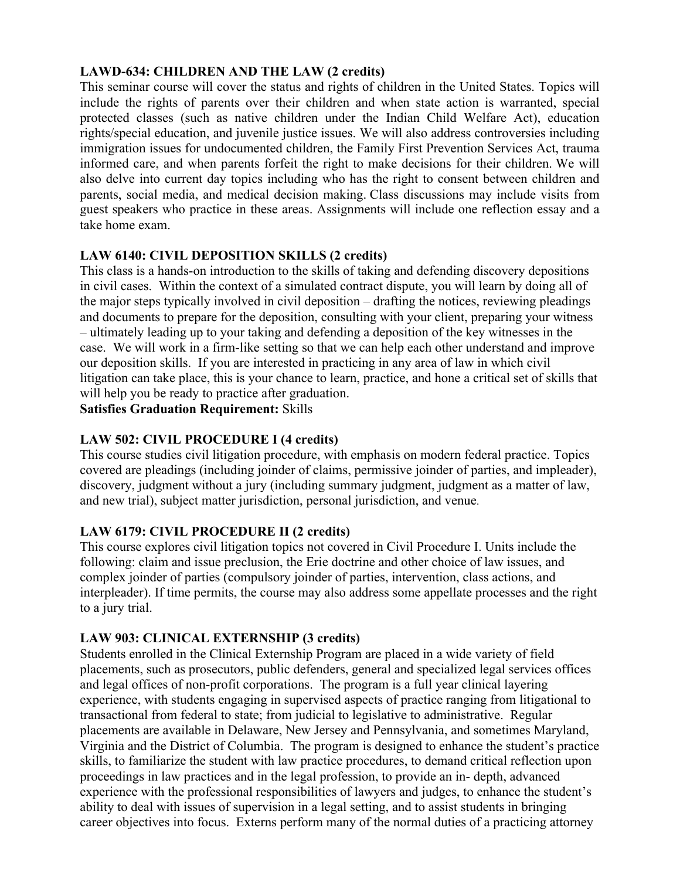**LAWD-634: CHILDREN AND THE LAW (2 credits)**
This seminar course will cover the status and rights of children in the United States. Topics will include the rights of parents over their children and when state action is warranted, special protected classes (such as native children under the Indian Child Welfare Act), education rights/special education, and juvenile justice issues. We will also address controversies including immigration issues for undocumented children, the Family First Prevention Services Act, trauma informed care, and when parents forfeit the right to make decisions for their children. We will also delve into current day topics including who has the right to consent between children and parents, social media, and medical decision making. Class discussions may include visits from guest speakers who practice in these areas. Assignments will include one reflection essay and a take home exam.

**LAW 6140: CIVIL DEPOSITION SKILLS (2 credits)**
This class is a hands-on introduction to the skills of taking and defending discovery depositions in civil cases. Within the context of a simulated contract dispute, you will learn by doing all of the major steps typically involved in civil deposition – drafting the notices, reviewing pleadings and documents to prepare for the deposition, consulting with your client, preparing your witness – ultimately leading up to your taking and defending a deposition of the key witnesses in the case. We will work in a firm-like setting so that we can help each other understand and improve our deposition skills. If you are interested in practicing in any area of law in which civil litigation can take place, this is your chance to learn, practice, and hone a critical set of skills that will help you be ready to practice after graduation.
**Satisfies Graduation Requirement:** Skills

**LAW 502: CIVIL PROCEDURE I (4 credits)**
This course studies civil litigation procedure, with emphasis on modern federal practice. Topics covered are pleadings (including joinder of claims, permissive joinder of parties, and impleader), discovery, judgment without a jury (including summary judgment, judgment as a matter of law, and new trial), subject matter jurisdiction, personal jurisdiction, and venue.

**LAW 6179: CIVIL PROCEDURE II (2 credits)**
This course explores civil litigation topics not covered in Civil Procedure I. Units include the following: claim and issue preclusion, the Erie doctrine and other choice of law issues, and complex joinder of parties (compulsory joinder of parties, intervention, class actions, and interpleader). If time permits, the course may also address some appellate processes and the right to a jury trial.

**LAW 903: CLINICAL EXTERNSHIP (3 credits)**
Students enrolled in the Clinical Externship Program are placed in a wide variety of field placements, such as prosecutors, public defenders, general and specialized legal services offices and legal offices of non-profit corporations. The program is a full year clinical layering experience, with students engaging in supervised aspects of practice ranging from litigational to transactional from federal to state; from judicial to legislative to administrative. Regular placements are available in Delaware, New Jersey and Pennsylvania, and sometimes Maryland, Virginia and the District of Columbia. The program is designed to enhance the student's practice skills, to familiarize the student with law practice procedures, to demand critical reflection upon proceedings in law practices and in the legal profession, to provide an in- depth, advanced experience with the professional responsibilities of lawyers and judges, to enhance the student's ability to deal with issues of supervision in a legal setting, and to assist students in bringing career objectives into focus. Externs perform many of the normal duties of a practicing attorney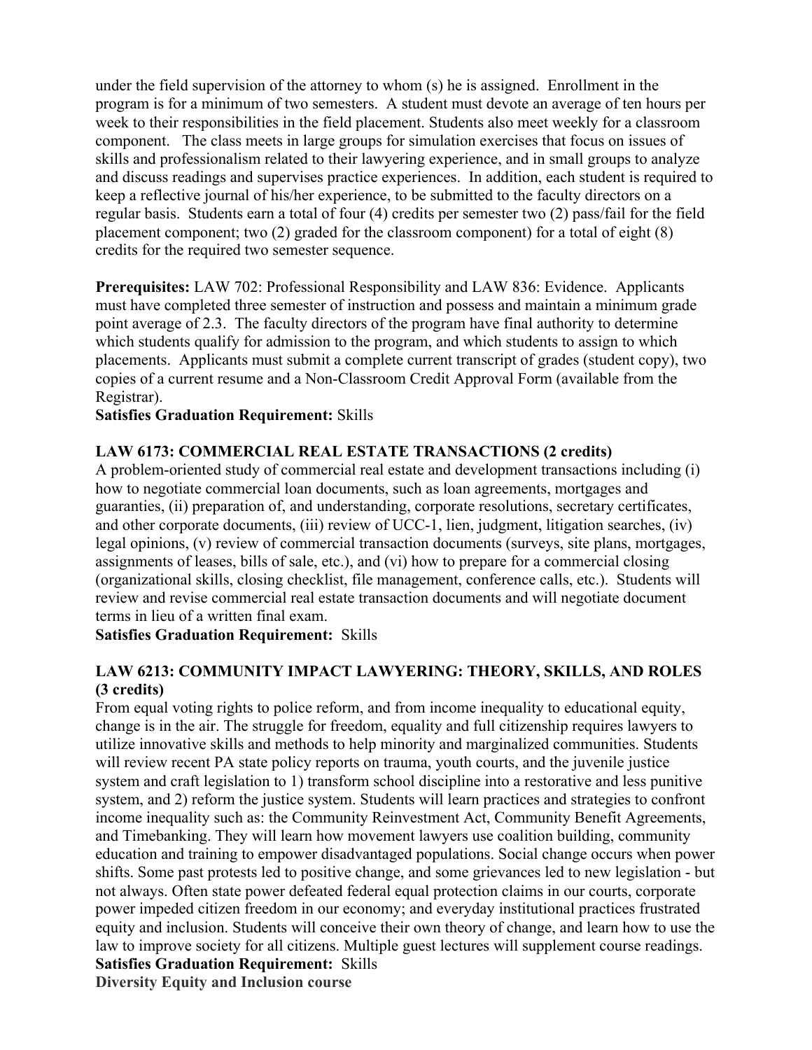under the field supervision of the attorney to whom (s) he is assigned. Enrollment in the program is for a minimum of two semesters. A student must devote an average of ten hours per week to their responsibilities in the field placement. Students also meet weekly for a classroom component. The class meets in large groups for simulation exercises that focus on issues of skills and professionalism related to their lawyering experience, and in small groups to analyze and discuss readings and supervises practice experiences. In addition, each student is required to keep a reflective journal of his/her experience, to be submitted to the faculty directors on a regular basis. Students earn a total of four (4) credits per semester two (2) pass/fail for the field placement component; two (2) graded for the classroom component) for a total of eight (8) credits for the required two semester sequence.

**Prerequisites:** LAW 702: Professional Responsibility and LAW 836: Evidence. Applicants must have completed three semester of instruction and possess and maintain a minimum grade point average of 2.3. The faculty directors of the program have final authority to determine which students qualify for admission to the program, and which students to assign to which placements. Applicants must submit a complete current transcript of grades (student copy), two copies of a current resume and a Non-Classroom Credit Approval Form (available from the Registrar).

**Satisfies Graduation Requirement:** Skills

**LAW 6173: COMMERCIAL REAL ESTATE TRANSACTIONS (2 credits)**

A problem-oriented study of commercial real estate and development transactions including (i) how to negotiate commercial loan documents, such as loan agreements, mortgages and guaranties, (ii) preparation of, and understanding, corporate resolutions, secretary certificates, and other corporate documents, (iii) review of UCC-1, lien, judgment, litigation searches, (iv) legal opinions, (v) review of commercial transaction documents (surveys, site plans, mortgages, assignments of leases, bills of sale, etc.), and (vi) how to prepare for a commercial closing (organizational skills, closing checklist, file management, conference calls, etc.). Students will review and revise commercial real estate transaction documents and will negotiate document terms in lieu of a written final exam.

**Satisfies Graduation Requirement:** Skills

**LAW 6213: COMMUNITY IMPACT LAWYERING: THEORY, SKILLS, AND ROLES (3 credits)**

From equal voting rights to police reform, and from income inequality to educational equity, change is in the air. The struggle for freedom, equality and full citizenship requires lawyers to utilize innovative skills and methods to help minority and marginalized communities. Students will review recent PA state policy reports on trauma, youth courts, and the juvenile justice system and craft legislation to 1) transform school discipline into a restorative and less punitive system, and 2) reform the justice system. Students will learn practices and strategies to confront income inequality such as: the Community Reinvestment Act, Community Benefit Agreements, and Timebanking. They will learn how movement lawyers use coalition building, community education and training to empower disadvantaged populations. Social change occurs when power shifts. Some past protests led to positive change, and some grievances led to new legislation - but not always. Often state power defeated federal equal protection claims in our courts, corporate power impeded citizen freedom in our economy; and everyday institutional practices frustrated equity and inclusion. Students will conceive their own theory of change, and learn how to use the law to improve society for all citizens. Multiple guest lectures will supplement course readings.

**Satisfies Graduation Requirement:** Skills

**Diversity Equity and Inclusion course**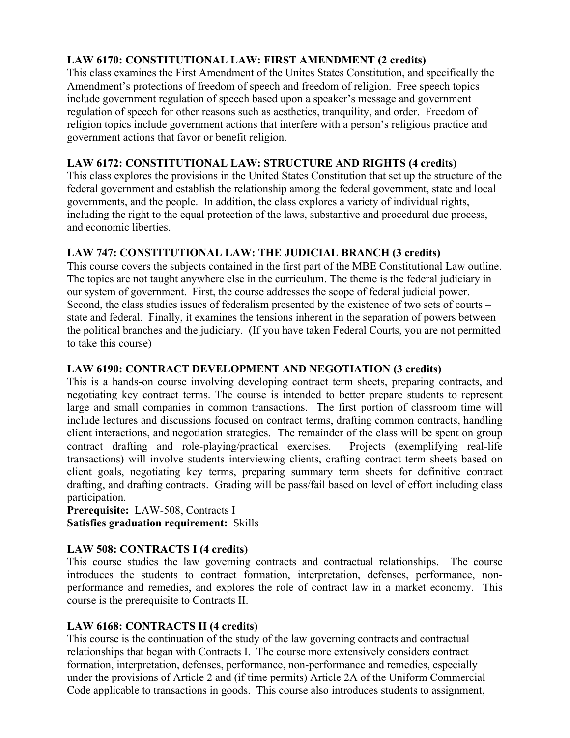**LAW 6170: CONSTITUTIONAL LAW: FIRST AMENDMENT (2 credits)**
This class examines the First Amendment of the Unites States Constitution, and specifically the Amendment's protections of freedom of speech and freedom of religion. Free speech topics include government regulation of speech based upon a speaker's message and government regulation of speech for other reasons such as aesthetics, tranquility, and order. Freedom of religion topics include government actions that interfere with a person's religious practice and government actions that favor or benefit religion.

**LAW 6172: CONSTITUTIONAL LAW: STRUCTURE AND RIGHTS (4 credits)**
This class explores the provisions in the United States Constitution that set up the structure of the federal government and establish the relationship among the federal government, state and local governments, and the people. In addition, the class explores a variety of individual rights, including the right to the equal protection of the laws, substantive and procedural due process, and economic liberties.

**LAW 747: CONSTITUTIONAL LAW: THE JUDICIAL BRANCH (3 credits)**
This course covers the subjects contained in the first part of the MBE Constitutional Law outline. The topics are not taught anywhere else in the curriculum. The theme is the federal judiciary in our system of government. First, the course addresses the scope of federal judicial power. Second, the class studies issues of federalism presented by the existence of two sets of courts – state and federal. Finally, it examines the tensions inherent in the separation of powers between the political branches and the judiciary. (If you have taken Federal Courts, you are not permitted to take this course)

**LAW 6190: CONTRACT DEVELOPMENT AND NEGOTIATION (3 credits)**
This is a hands-on course involving developing contract term sheets, preparing contracts, and negotiating key contract terms. The course is intended to better prepare students to represent large and small companies in common transactions. The first portion of classroom time will include lectures and discussions focused on contract terms, drafting common contracts, handling client interactions, and negotiation strategies. The remainder of the class will be spent on group contract drafting and role-playing/practical exercises. Projects (exemplifying real-life transactions) will involve students interviewing clients, crafting contract term sheets based on client goals, negotiating key terms, preparing summary term sheets for definitive contract drafting, and drafting contracts. Grading will be pass/fail based on level of effort including class participation.
**Prerequisite:** LAW-508, Contracts I
**Satisfies graduation requirement:** Skills

**LAW 508: CONTRACTS I (4 credits)**
This course studies the law governing contracts and contractual relationships. The course introduces the students to contract formation, interpretation, defenses, performance, non-performance and remedies, and explores the role of contract law in a market economy. This course is the prerequisite to Contracts II.

**LAW 6168: CONTRACTS II (4 credits)**
This course is the continuation of the study of the law governing contracts and contractual relationships that began with Contracts I. The course more extensively considers contract formation, interpretation, defenses, performance, non-performance and remedies, especially under the provisions of Article 2 and (if time permits) Article 2A of the Uniform Commercial Code applicable to transactions in goods. This course also introduces students to assignment,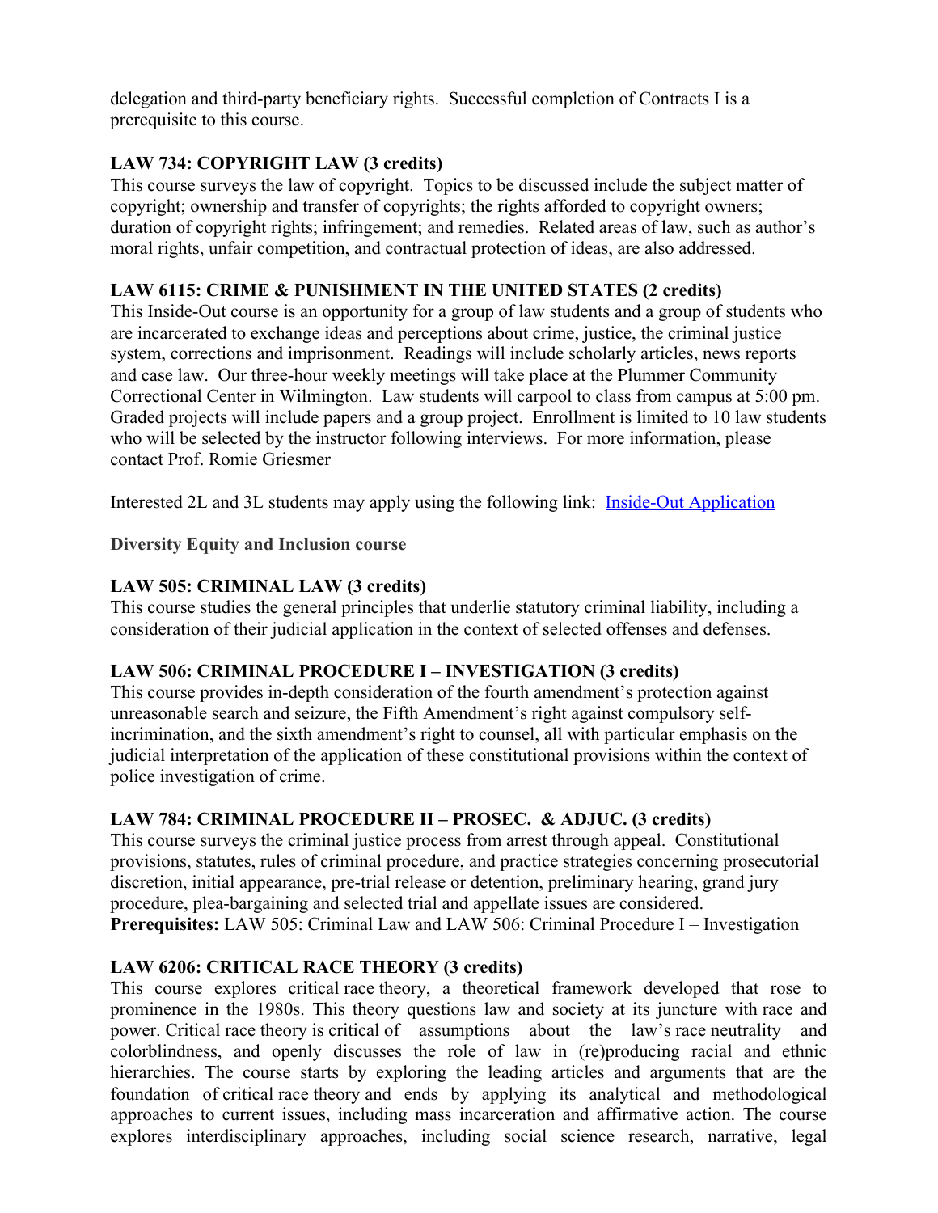delegation and third-party beneficiary rights. Successful completion of Contracts I is a prerequisite to this course.

**LAW 734: COPYRIGHT LAW (3 credits)**
This course surveys the law of copyright. Topics to be discussed include the subject matter of copyright; ownership and transfer of copyrights; the rights afforded to copyright owners; duration of copyright rights; infringement; and remedies. Related areas of law, such as author's moral rights, unfair competition, and contractual protection of ideas, are also addressed.

**LAW 6115: CRIME & PUNISHMENT IN THE UNITED STATES (2 credits)**
This Inside-Out course is an opportunity for a group of law students and a group of students who are incarcerated to exchange ideas and perceptions about crime, justice, the criminal justice system, corrections and imprisonment. Readings will include scholarly articles, news reports and case law. Our three-hour weekly meetings will take place at the Plummer Community Correctional Center in Wilmington. Law students will carpool to class from campus at 5:00 pm. Graded projects will include papers and a group project. Enrollment is limited to 10 law students who will be selected by the instructor following interviews. For more information, please contact Prof. Romie Griesmer

Interested 2L and 3L students may apply using the following link: [Inside-Out Application]

**Diversity Equity and Inclusion course**

**LAW 505: CRIMINAL LAW (3 credits)**
This course studies the general principles that underlie statutory criminal liability, including a consideration of their judicial application in the context of selected offenses and defenses.

**LAW 506: CRIMINAL PROCEDURE I – INVESTIGATION (3 credits)**
This course provides in-depth consideration of the fourth amendment's protection against unreasonable search and seizure, the Fifth Amendment's right against compulsory self-incrimination, and the sixth amendment's right to counsel, all with particular emphasis on the judicial interpretation of the application of these constitutional provisions within the context of police investigation of crime.

**LAW 784: CRIMINAL PROCEDURE II – PROSEC. & ADJUC. (3 credits)**
This course surveys the criminal justice process from arrest through appeal. Constitutional provisions, statutes, rules of criminal procedure, and practice strategies concerning prosecutorial discretion, initial appearance, pre-trial release or detention, preliminary hearing, grand jury procedure, plea-bargaining and selected trial and appellate issues are considered.
**Prerequisites:** LAW 505: Criminal Law and LAW 506: Criminal Procedure I – Investigation

**LAW 6206: CRITICAL RACE THEORY (3 credits)**
This course explores critical race theory, a theoretical framework developed that rose to prominence in the 1980s. This theory questions law and society at its juncture with race and power. Critical race theory is critical of assumptions about the law's race neutrality and colorblindness, and openly discusses the role of law in (re)producing racial and ethnic hierarchies. The course starts by exploring the leading articles and arguments that are the foundation of critical race theory and ends by applying its analytical and methodological approaches to current issues, including mass incarceration and affirmative action. The course explores interdisciplinary approaches, including social science research, narrative, legal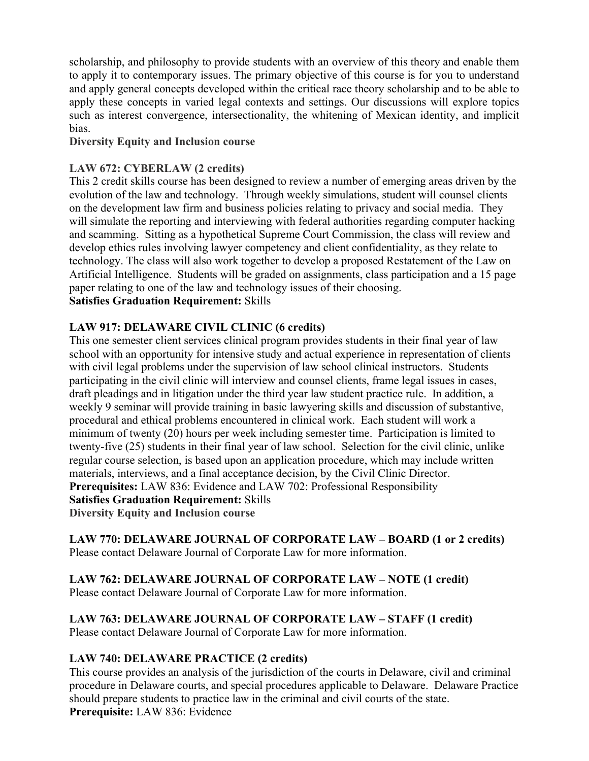scholarship, and philosophy to provide students with an overview of this theory and enable them to apply it to contemporary issues. The primary objective of this course is for you to understand and apply general concepts developed within the critical race theory scholarship and to be able to apply these concepts in varied legal contexts and settings. Our discussions will explore topics such as interest convergence, intersectionality, the whitening of Mexican identity, and implicit bias.

**Diversity Equity and Inclusion course**

**LAW 672: CYBERLAW (2 credits)**

This 2 credit skills course has been designed to review a number of emerging areas driven by the evolution of the law and technology. Through weekly simulations, student will counsel clients on the development law firm and business policies relating to privacy and social media. They will simulate the reporting and interviewing with federal authorities regarding computer hacking and scamming. Sitting as a hypothetical Supreme Court Commission, the class will review and develop ethics rules involving lawyer competency and client confidentiality, as they relate to technology. The class will also work together to develop a proposed Restatement of the Law on Artificial Intelligence. Students will be graded on assignments, class participation and a 15 page paper relating to one of the law and technology issues of their choosing.

**Satisfies Graduation Requirement:** Skills

**LAW 917: DELAWARE CIVIL CLINIC (6 credits)**

This one semester client services clinical program provides students in their final year of law school with an opportunity for intensive study and actual experience in representation of clients with civil legal problems under the supervision of law school clinical instructors. Students participating in the civil clinic will interview and counsel clients, frame legal issues in cases, draft pleadings and in litigation under the third year law student practice rule. In addition, a weekly 9 seminar will provide training in basic lawyering skills and discussion of substantive, procedural and ethical problems encountered in clinical work. Each student will work a minimum of twenty (20) hours per week including semester time. Participation is limited to twenty-five (25) students in their final year of law school. Selection for the civil clinic, unlike regular course selection, is based upon an application procedure, which may include written materials, interviews, and a final acceptance decision, by the Civil Clinic Director.

**Prerequisites:** LAW 836: Evidence and LAW 702: Professional Responsibility

**Satisfies Graduation Requirement:** Skills

**Diversity Equity and Inclusion course**

**LAW 770: DELAWARE JOURNAL OF CORPORATE LAW – BOARD (1 or 2 credits)**

Please contact Delaware Journal of Corporate Law for more information.

**LAW 762: DELAWARE JOURNAL OF CORPORATE LAW – NOTE (1 credit)**

Please contact Delaware Journal of Corporate Law for more information.

**LAW 763: DELAWARE JOURNAL OF CORPORATE LAW – STAFF (1 credit)**

Please contact Delaware Journal of Corporate Law for more information.

**LAW 740: DELAWARE PRACTICE (2 credits)**

This course provides an analysis of the jurisdiction of the courts in Delaware, civil and criminal procedure in Delaware courts, and special procedures applicable to Delaware. Delaware Practice should prepare students to practice law in the criminal and civil courts of the state.

**Prerequisite:** LAW 836: Evidence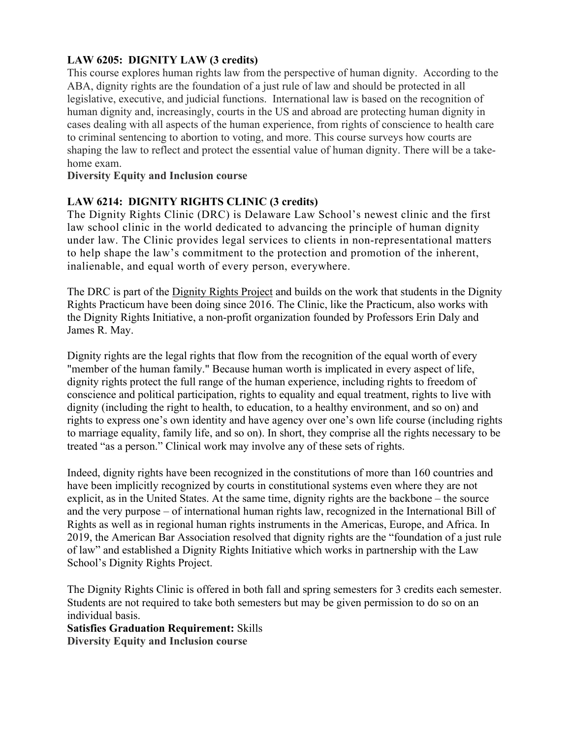**LAW 6205: DIGNITY LAW (3 credits)**

This course explores human rights law from the perspective of human dignity. According to the ABA, dignity rights are the foundation of a just rule of law and should be protected in all legislative, executive, and judicial functions. International law is based on the recognition of human dignity and, increasingly, courts in the US and abroad are protecting human dignity in cases dealing with all aspects of the human experience, from rights of conscience to health care to criminal sentencing to abortion to voting, and more. This course surveys how courts are shaping the law to reflect and protect the essential value of human dignity. There will be a take-home exam.

**Diversity Equity and Inclusion course**

**LAW 6214: DIGNITY RIGHTS CLINIC (3 credits)**

The Dignity Rights Clinic (DRC) is Delaware Law School's newest clinic and the first law school clinic in the world dedicated to advancing the principle of human dignity under law. The Clinic provides legal services to clients in non-representational matters to help shape the law's commitment to the protection and promotion of the inherent, inalienable, and equal worth of every person, everywhere.

The DRC is part of the Dignity Rights Project and builds on the work that students in the Dignity Rights Practicum have been doing since 2016. The Clinic, like the Practicum, also works with the Dignity Rights Initiative, a non-profit organization founded by Professors Erin Daly and James R. May.

Dignity rights are the legal rights that flow from the recognition of the equal worth of every "member of the human family." Because human worth is implicated in every aspect of life, dignity rights protect the full range of the human experience, including rights to freedom of conscience and political participation, rights to equality and equal treatment, rights to live with dignity (including the right to health, to education, to a healthy environment, and so on) and rights to express one's own identity and have agency over one's own life course (including rights to marriage equality, family life, and so on). In short, they comprise all the rights necessary to be treated "as a person." Clinical work may involve any of these sets of rights.

Indeed, dignity rights have been recognized in the constitutions of more than 160 countries and have been implicitly recognized by courts in constitutional systems even where they are not explicit, as in the United States. At the same time, dignity rights are the backbone – the source and the very purpose – of international human rights law, recognized in the International Bill of Rights as well as in regional human rights instruments in the Americas, Europe, and Africa. In 2019, the American Bar Association resolved that dignity rights are the "foundation of a just rule of law" and established a Dignity Rights Initiative which works in partnership with the Law School's Dignity Rights Project.

The Dignity Rights Clinic is offered in both fall and spring semesters for 3 credits each semester. Students are not required to take both semesters but may be given permission to do so on an individual basis.

**Satisfies Graduation Requirement:** Skills

**Diversity Equity and Inclusion course**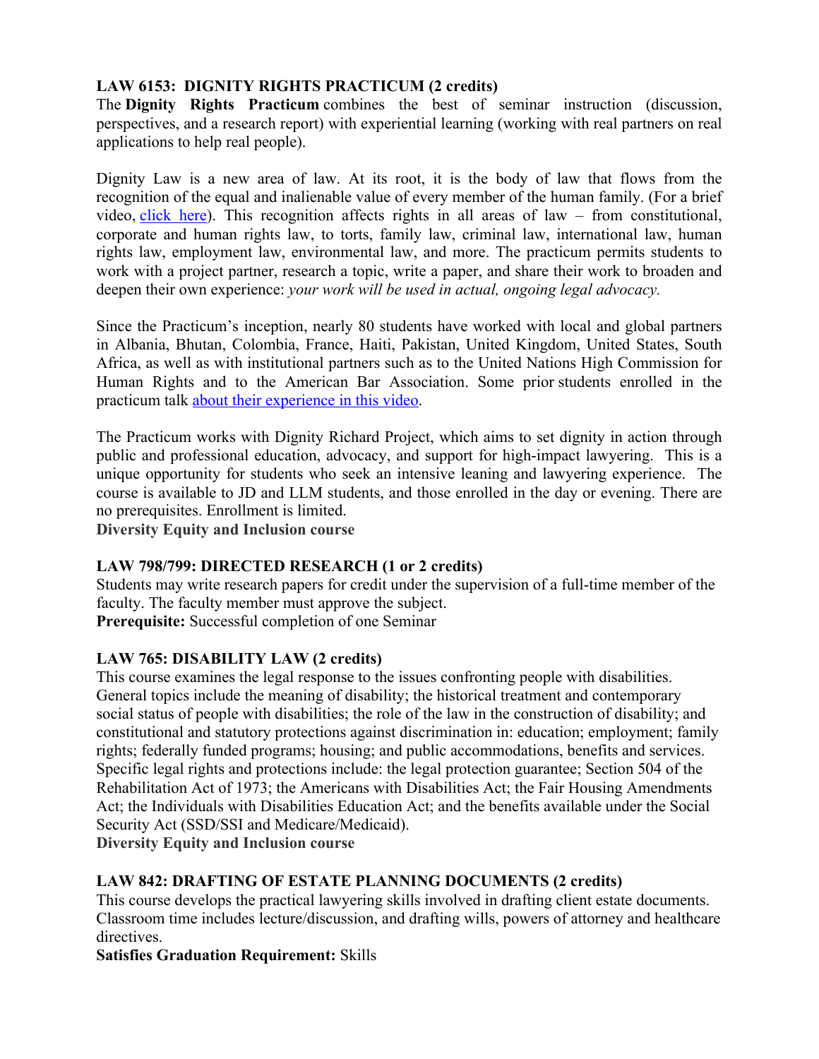### LAW 6153: DIGNITY RIGHTS PRACTICUM (2 credits)

The **Dignity Rights Practicum** combines the best of seminar instruction (discussion, perspectives, and a research report) with experiential learning (working with real partners on real applications to help real people).

Dignity Law is a new area of law. At its root, it is the body of law that flows from the recognition of the equal and inalienable value of every member of the human family. (For a brief video, [click here](#)). This recognition affects rights in all areas of law – from constitutional, corporate and human rights law, to torts, family law, criminal law, international law, human rights law, employment law, environmental law, and more. The practicum permits students to work with a project partner, research a topic, write a paper, and share their work to broaden and deepen their own experience: *your work will be used in actual, ongoing legal advocacy.*

Since the Practicum's inception, nearly 80 students have worked with local and global partners in Albania, Bhutan, Colombia, France, Haiti, Pakistan, United Kingdom, United States, South Africa, as well as with institutional partners such as to the United Nations High Commission for Human Rights and to the American Bar Association. Some prior students enrolled in the practicum talk [about their experience in this video](#).

The Practicum works with Dignity Richard Project, which aims to set dignity in action through public and professional education, advocacy, and support for high-impact lawyering. This is a unique opportunity for students who seek an intensive leaning and lawyering experience. The course is available to JD and LLM students, and those enrolled in the day or evening. There are no prerequisites. Enrollment is limited.

**Diversity Equity and Inclusion course**

### LAW 798/799: DIRECTED RESEARCH (1 or 2 credits)

Students may write research papers for credit under the supervision of a full-time member of the faculty. The faculty member must approve the subject.

**Prerequisite:** Successful completion of one Seminar

### LAW 765: DISABILITY LAW (2 credits)

This course examines the legal response to the issues confronting people with disabilities. General topics include the meaning of disability; the historical treatment and contemporary social status of people with disabilities; the role of the law in the construction of disability; and constitutional and statutory protections against discrimination in: education; employment; family rights; federally funded programs; housing; and public accommodations, benefits and services. Specific legal rights and protections include: the legal protection guarantee; Section 504 of the Rehabilitation Act of 1973; the Americans with Disabilities Act; the Fair Housing Amendments Act; the Individuals with Disabilities Education Act; and the benefits available under the Social Security Act (SSD/SSI and Medicare/Medicaid).

**Diversity Equity and Inclusion course**

### LAW 842: DRAFTING OF ESTATE PLANNING DOCUMENTS (2 credits)

This course develops the practical lawyering skills involved in drafting client estate documents. Classroom time includes lecture/discussion, and drafting wills, powers of attorney and healthcare directives.

**Satisfies Graduation Requirement:** Skills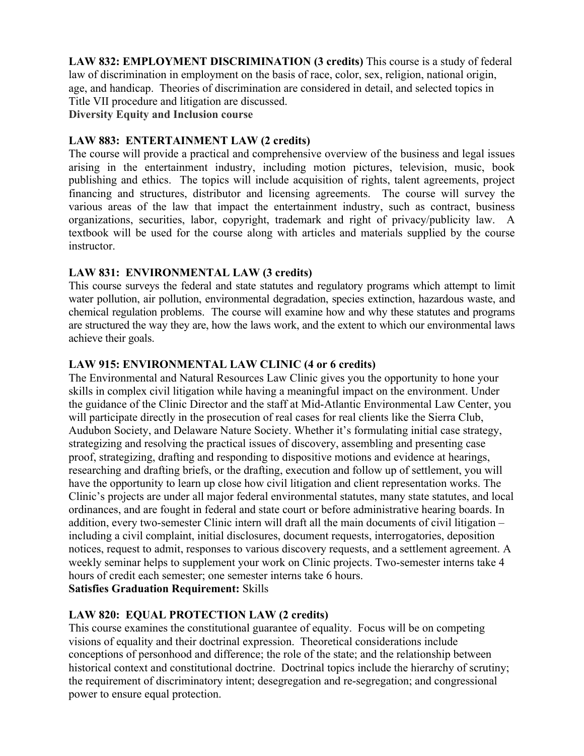**LAW 832: EMPLOYMENT DISCRIMINATION (3 credits)** This course is a study of federal law of discrimination in employment on the basis of race, color, sex, religion, national origin, age, and handicap. Theories of discrimination are considered in detail, and selected topics in Title VII procedure and litigation are discussed.

**Diversity Equity and Inclusion course**

**LAW 883: ENTERTAINMENT LAW (2 credits)**

The course will provide a practical and comprehensive overview of the business and legal issues arising in the entertainment industry, including motion pictures, television, music, book publishing and ethics. The topics will include acquisition of rights, talent agreements, project financing and structures, distributor and licensing agreements. The course will survey the various areas of the law that impact the entertainment industry, such as contract, business organizations, securities, labor, copyright, trademark and right of privacy/publicity law. A textbook will be used for the course along with articles and materials supplied by the course instructor.

**LAW 831: ENVIRONMENTAL LAW (3 credits)**

This course surveys the federal and state statutes and regulatory programs which attempt to limit water pollution, air pollution, environmental degradation, species extinction, hazardous waste, and chemical regulation problems. The course will examine how and why these statutes and programs are structured the way they are, how the laws work, and the extent to which our environmental laws achieve their goals.

**LAW 915: ENVIRONMENTAL LAW CLINIC (4 or 6 credits)**

The Environmental and Natural Resources Law Clinic gives you the opportunity to hone your skills in complex civil litigation while having a meaningful impact on the environment. Under the guidance of the Clinic Director and the staff at Mid-Atlantic Environmental Law Center, you will participate directly in the prosecution of real cases for real clients like the Sierra Club, Audubon Society, and Delaware Nature Society. Whether it's formulating initial case strategy, strategizing and resolving the practical issues of discovery, assembling and presenting case proof, strategizing, drafting and responding to dispositive motions and evidence at hearings, researching and drafting briefs, or the drafting, execution and follow up of settlement, you will have the opportunity to learn up close how civil litigation and client representation works. The Clinic's projects are under all major federal environmental statutes, many state statutes, and local ordinances, and are fought in federal and state court or before administrative hearing boards. In addition, every two-semester Clinic intern will draft all the main documents of civil litigation – including a civil complaint, initial disclosures, document requests, interrogatories, deposition notices, request to admit, responses to various discovery requests, and a settlement agreement. A weekly seminar helps to supplement your work on Clinic projects. Two-semester interns take 4 hours of credit each semester; one semester interns take 6 hours.

**Satisfies Graduation Requirement:** Skills

**LAW 820: EQUAL PROTECTION LAW (2 credits)**

This course examines the constitutional guarantee of equality. Focus will be on competing visions of equality and their doctrinal expression. Theoretical considerations include conceptions of personhood and difference; the role of the state; and the relationship between historical context and constitutional doctrine. Doctrinal topics include the hierarchy of scrutiny; the requirement of discriminatory intent; desegregation and re-segregation; and congressional power to ensure equal protection.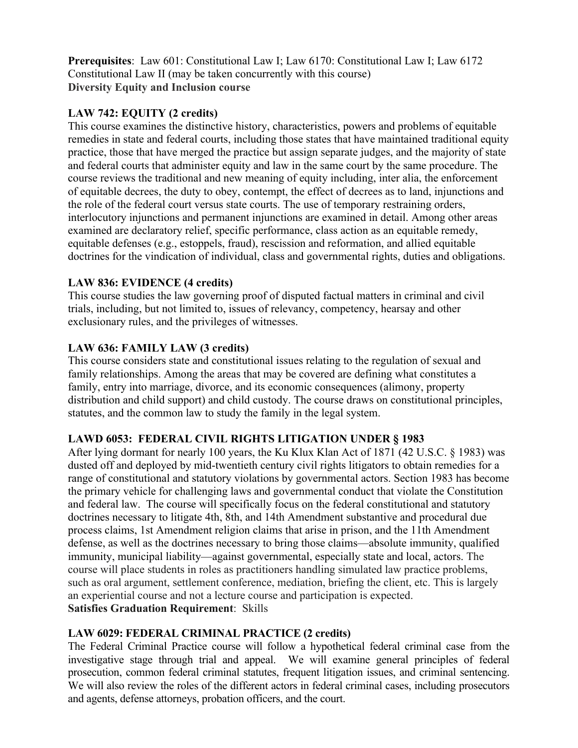**Prerequisites**: Law 601: Constitutional Law I; Law 6170: Constitutional Law I; Law 6172 Constitutional Law II (may be taken concurrently with this course)
**Diversity Equity and Inclusion course**

### LAW 742: EQUITY (2 credits)

This course examines the distinctive history, characteristics, powers and problems of equitable remedies in state and federal courts, including those states that have maintained traditional equity practice, those that have merged the practice but assign separate judges, and the majority of state and federal courts that administer equity and law in the same court by the same procedure. The course reviews the traditional and new meaning of equity including, inter alia, the enforcement of equitable decrees, the duty to obey, contempt, the effect of decrees as to land, injunctions and the role of the federal court versus state courts. The use of temporary restraining orders, interlocutory injunctions and permanent injunctions are examined in detail. Among other areas examined are declaratory relief, specific performance, class action as an equitable remedy, equitable defenses (e.g., estoppels, fraud), rescission and reformation, and allied equitable doctrines for the vindication of individual, class and governmental rights, duties and obligations.

### LAW 836: EVIDENCE (4 credits)

This course studies the law governing proof of disputed factual matters in criminal and civil trials, including, but not limited to, issues of relevancy, competency, hearsay and other exclusionary rules, and the privileges of witnesses.

### LAW 636: FAMILY LAW (3 credits)

This course considers state and constitutional issues relating to the regulation of sexual and family relationships. Among the areas that may be covered are defining what constitutes a family, entry into marriage, divorce, and its economic consequences (alimony, property distribution and child support) and child custody. The course draws on constitutional principles, statutes, and the common law to study the family in the legal system.

### LAWD 6053: FEDERAL CIVIL RIGHTS LITIGATION UNDER § 1983

After lying dormant for nearly 100 years, the Ku Klux Klan Act of 1871 (42 U.S.C. § 1983) was dusted off and deployed by mid-twentieth century civil rights litigators to obtain remedies for a range of constitutional and statutory violations by governmental actors. Section 1983 has become the primary vehicle for challenging laws and governmental conduct that violate the Constitution and federal law. The course will specifically focus on the federal constitutional and statutory doctrines necessary to litigate 4th, 8th, and 14th Amendment substantive and procedural due process claims, 1st Amendment religion claims that arise in prison, and the 11th Amendment defense, as well as the doctrines necessary to bring those claims—absolute immunity, qualified immunity, municipal liability—against governmental, especially state and local, actors. The course will place students in roles as practitioners handling simulated law practice problems, such as oral argument, settlement conference, mediation, briefing the client, etc. This is largely an experiential course and not a lecture course and participation is expected.
**Satisfies Graduation Requirement**: Skills

### LAW 6029: FEDERAL CRIMINAL PRACTICE (2 credits)

The Federal Criminal Practice course will follow a hypothetical federal criminal case from the investigative stage through trial and appeal. We will examine general principles of federal prosecution, common federal criminal statutes, frequent litigation issues, and criminal sentencing. We will also review the roles of the different actors in federal criminal cases, including prosecutors and agents, defense attorneys, probation officers, and the court.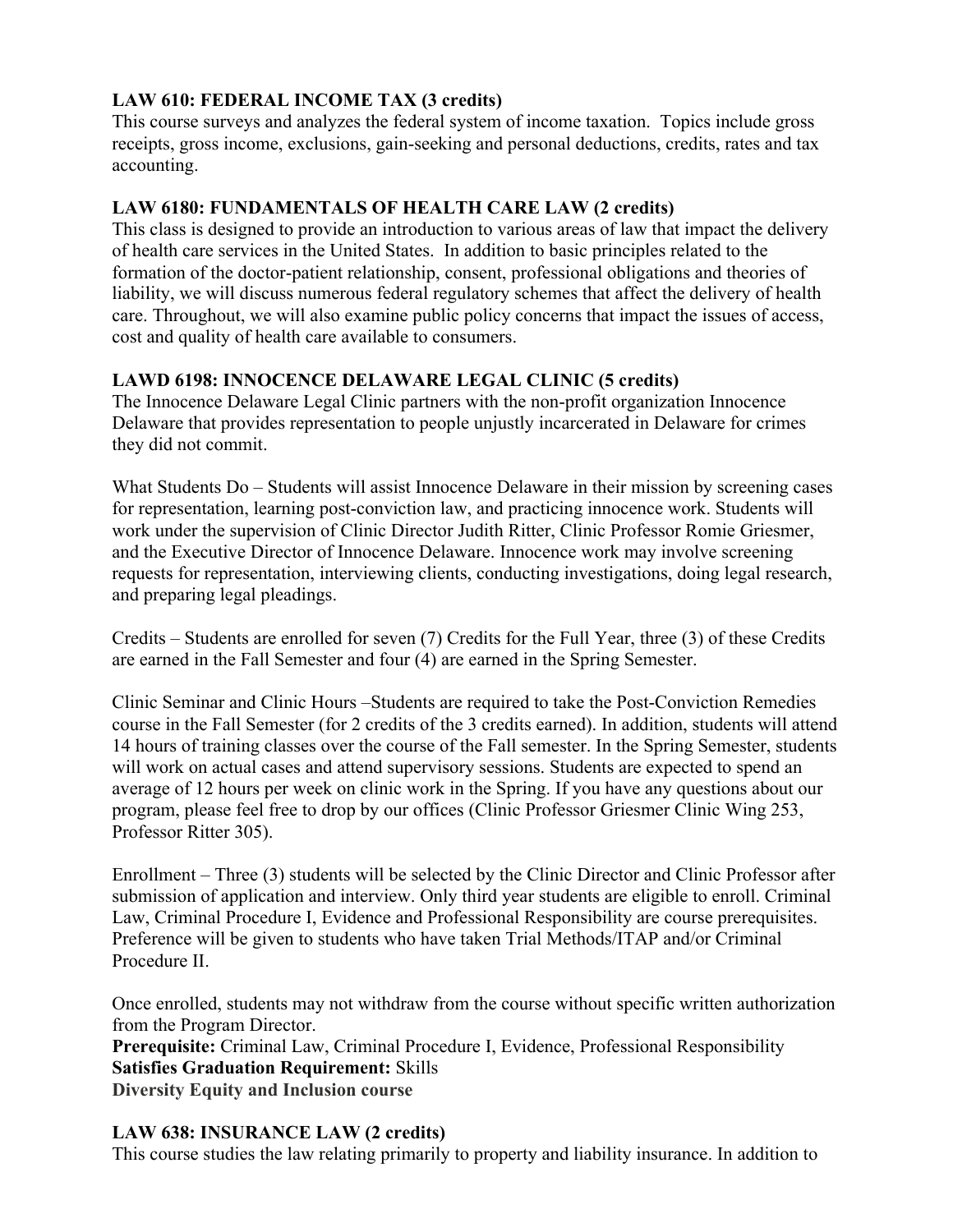**LAW 610: FEDERAL INCOME TAX (3 credits)**
This course surveys and analyzes the federal system of income taxation. Topics include gross receipts, gross income, exclusions, gain-seeking and personal deductions, credits, rates and tax accounting.

**LAW 6180: FUNDAMENTALS OF HEALTH CARE LAW (2 credits)**
This class is designed to provide an introduction to various areas of law that impact the delivery of health care services in the United States. In addition to basic principles related to the formation of the doctor-patient relationship, consent, professional obligations and theories of liability, we will discuss numerous federal regulatory schemes that affect the delivery of health care. Throughout, we will also examine public policy concerns that impact the issues of access, cost and quality of health care available to consumers.

**LAWD 6198: INNOCENCE DELAWARE LEGAL CLINIC (5 credits)**
The Innocence Delaware Legal Clinic partners with the non-profit organization Innocence Delaware that provides representation to people unjustly incarcerated in Delaware for crimes they did not commit.

What Students Do – Students will assist Innocence Delaware in their mission by screening cases for representation, learning post-conviction law, and practicing innocence work. Students will work under the supervision of Clinic Director Judith Ritter, Clinic Professor Romie Griesmer, and the Executive Director of Innocence Delaware. Innocence work may involve screening requests for representation, interviewing clients, conducting investigations, doing legal research, and preparing legal pleadings.

Credits – Students are enrolled for seven (7) Credits for the Full Year, three (3) of these Credits are earned in the Fall Semester and four (4) are earned in the Spring Semester.

Clinic Seminar and Clinic Hours –Students are required to take the Post-Conviction Remedies course in the Fall Semester (for 2 credits of the 3 credits earned). In addition, students will attend 14 hours of training classes over the course of the Fall semester. In the Spring Semester, students will work on actual cases and attend supervisory sessions. Students are expected to spend an average of 12 hours per week on clinic work in the Spring. If you have any questions about our program, please feel free to drop by our offices (Clinic Professor Griesmer Clinic Wing 253, Professor Ritter 305).

Enrollment – Three (3) students will be selected by the Clinic Director and Clinic Professor after submission of application and interview. Only third year students are eligible to enroll. Criminal Law, Criminal Procedure I, Evidence and Professional Responsibility are course prerequisites. Preference will be given to students who have taken Trial Methods/ITAP and/or Criminal Procedure II.

Once enrolled, students may not withdraw from the course without specific written authorization from the Program Director.
**Prerequisite:** Criminal Law, Criminal Procedure I, Evidence, Professional Responsibility
**Satisfies Graduation Requirement:** Skills
**Diversity Equity and Inclusion course**

**LAW 638: INSURANCE LAW (2 credits)**
This course studies the law relating primarily to property and liability insurance. In addition to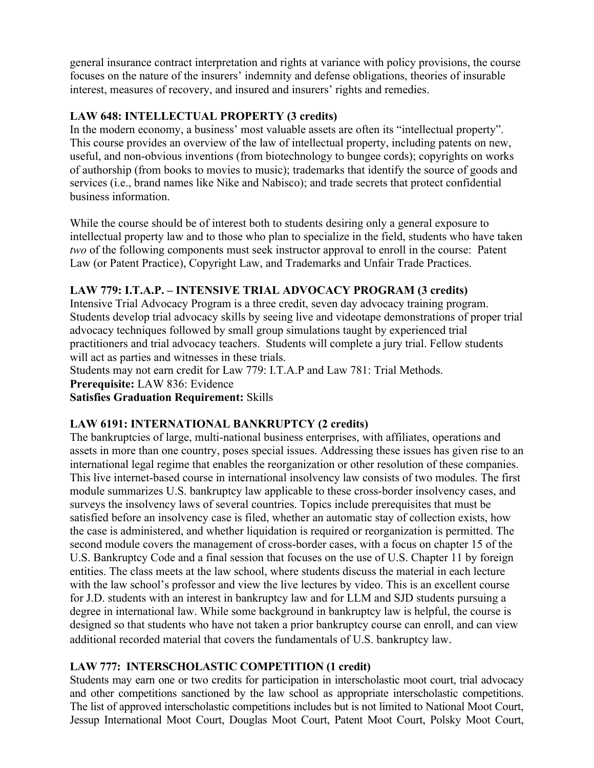general insurance contract interpretation and rights at variance with policy provisions, the course focuses on the nature of the insurers' indemnity and defense obligations, theories of insurable interest, measures of recovery, and insured and insurers' rights and remedies.

### LAW 648: INTELLECTUAL PROPERTY (3 credits)

In the modern economy, a business' most valuable assets are often its "intellectual property". This course provides an overview of the law of intellectual property, including patents on new, useful, and non-obvious inventions (from biotechnology to bungee cords); copyrights on works of authorship (from books to movies to music); trademarks that identify the source of goods and services (i.e., brand names like Nike and Nabisco); and trade secrets that protect confidential business information.

While the course should be of interest both to students desiring only a general exposure to intellectual property law and to those who plan to specialize in the field, students who have taken *two* of the following components must seek instructor approval to enroll in the course: Patent Law (or Patent Practice), Copyright Law, and Trademarks and Unfair Trade Practices.

### LAW 779: I.T.A.P. – INTENSIVE TRIAL ADVOCACY PROGRAM (3 credits)

Intensive Trial Advocacy Program is a three credit, seven day advocacy training program. Students develop trial advocacy skills by seeing live and videotape demonstrations of proper trial advocacy techniques followed by small group simulations taught by experienced trial practitioners and trial advocacy teachers. Students will complete a jury trial. Fellow students will act as parties and witnesses in these trials.

Students may not earn credit for Law 779: I.T.A.P and Law 781: Trial Methods.

**Prerequisite:** LAW 836: Evidence

**Satisfies Graduation Requirement:** Skills

### LAW 6191: INTERNATIONAL BANKRUPTCY (2 credits)

The bankruptcies of large, multi-national business enterprises, with affiliates, operations and assets in more than one country, poses special issues. Addressing these issues has given rise to an international legal regime that enables the reorganization or other resolution of these companies. This live internet-based course in international insolvency law consists of two modules. The first module summarizes U.S. bankruptcy law applicable to these cross-border insolvency cases, and surveys the insolvency laws of several countries. Topics include prerequisites that must be satisfied before an insolvency case is filed, whether an automatic stay of collection exists, how the case is administered, and whether liquidation is required or reorganization is permitted. The second module covers the management of cross-border cases, with a focus on chapter 15 of the U.S. Bankruptcy Code and a final session that focuses on the use of U.S. Chapter 11 by foreign entities. The class meets at the law school, where students discuss the material in each lecture with the law school's professor and view the live lectures by video. This is an excellent course for J.D. students with an interest in bankruptcy law and for LLM and SJD students pursuing a degree in international law. While some background in bankruptcy law is helpful, the course is designed so that students who have not taken a prior bankruptcy course can enroll, and can view additional recorded material that covers the fundamentals of U.S. bankruptcy law.

### LAW 777: INTERSCHOLASTIC COMPETITION (1 credit)

Students may earn one or two credits for participation in interscholastic moot court, trial advocacy and other competitions sanctioned by the law school as appropriate interscholastic competitions. The list of approved interscholastic competitions includes but is not limited to National Moot Court, Jessup International Moot Court, Douglas Moot Court, Patent Moot Court, Polsky Moot Court,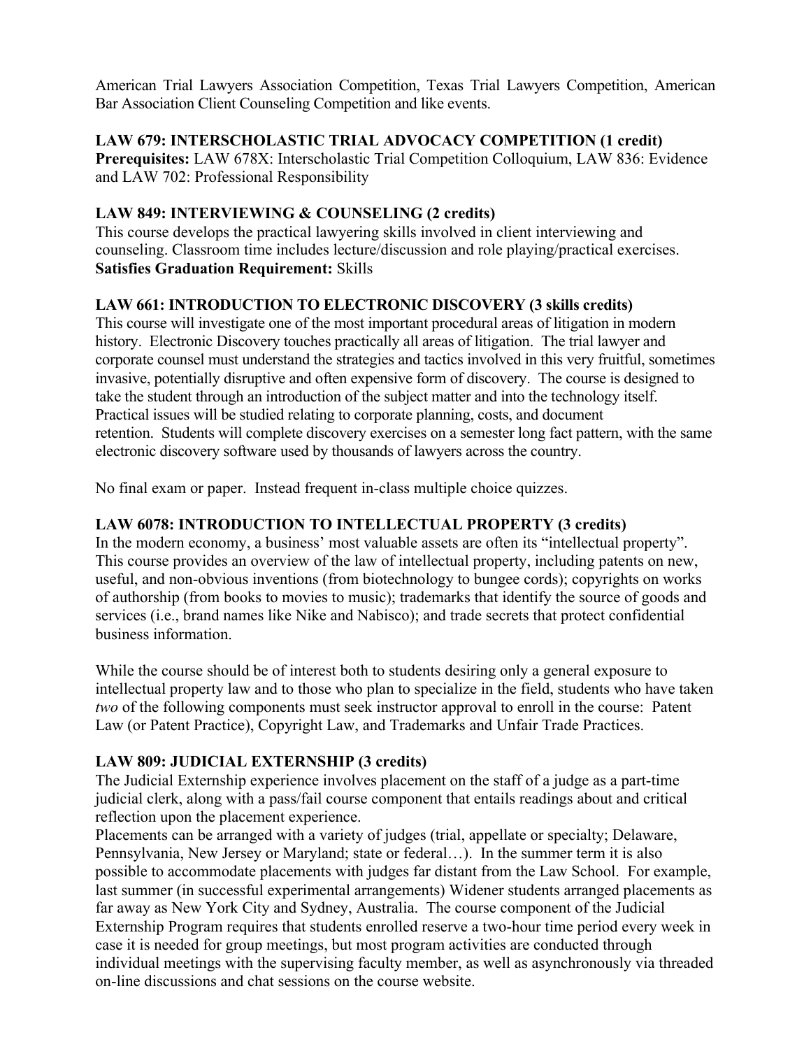American Trial Lawyers Association Competition, Texas Trial Lawyers Competition, American Bar Association Client Counseling Competition and like events.

**LAW 679: INTERSCHOLASTIC TRIAL ADVOCACY COMPETITION (1 credit)**
**Prerequisites:** LAW 678X: Interscholastic Trial Competition Colloquium, LAW 836: Evidence and LAW 702: Professional Responsibility

**LAW 849: INTERVIEWING & COUNSELING (2 credits)**
This course develops the practical lawyering skills involved in client interviewing and counseling. Classroom time includes lecture/discussion and role playing/practical exercises.
**Satisfies Graduation Requirement:** Skills

**LAW 661: INTRODUCTION TO ELECTRONIC DISCOVERY (3 skills credits)**
This course will investigate one of the most important procedural areas of litigation in modern history. Electronic Discovery touches practically all areas of litigation. The trial lawyer and corporate counsel must understand the strategies and tactics involved in this very fruitful, sometimes invasive, potentially disruptive and often expensive form of discovery. The course is designed to take the student through an introduction of the subject matter and into the technology itself. Practical issues will be studied relating to corporate planning, costs, and document retention. Students will complete discovery exercises on a semester long fact pattern, with the same electronic discovery software used by thousands of lawyers across the country.

No final exam or paper. Instead frequent in-class multiple choice quizzes.

**LAW 6078: INTRODUCTION TO INTELLECTUAL PROPERTY (3 credits)**
In the modern economy, a business' most valuable assets are often its "intellectual property". This course provides an overview of the law of intellectual property, including patents on new, useful, and non-obvious inventions (from biotechnology to bungee cords); copyrights on works of authorship (from books to movies to music); trademarks that identify the source of goods and services (i.e., brand names like Nike and Nabisco); and trade secrets that protect confidential business information.

While the course should be of interest both to students desiring only a general exposure to intellectual property law and to those who plan to specialize in the field, students who have taken *two* of the following components must seek instructor approval to enroll in the course: Patent Law (or Patent Practice), Copyright Law, and Trademarks and Unfair Trade Practices.

**LAW 809: JUDICIAL EXTERNSHIP (3 credits)**
The Judicial Externship experience involves placement on the staff of a judge as a part-time judicial clerk, along with a pass/fail course component that entails readings about and critical reflection upon the placement experience.
Placements can be arranged with a variety of judges (trial, appellate or specialty; Delaware, Pennsylvania, New Jersey or Maryland; state or federal…). In the summer term it is also possible to accommodate placements with judges far distant from the Law School. For example, last summer (in successful experimental arrangements) Widener students arranged placements as far away as New York City and Sydney, Australia. The course component of the Judicial Externship Program requires that students enrolled reserve a two-hour time period every week in case it is needed for group meetings, but most program activities are conducted through individual meetings with the supervising faculty member, as well as asynchronously via threaded on-line discussions and chat sessions on the course website.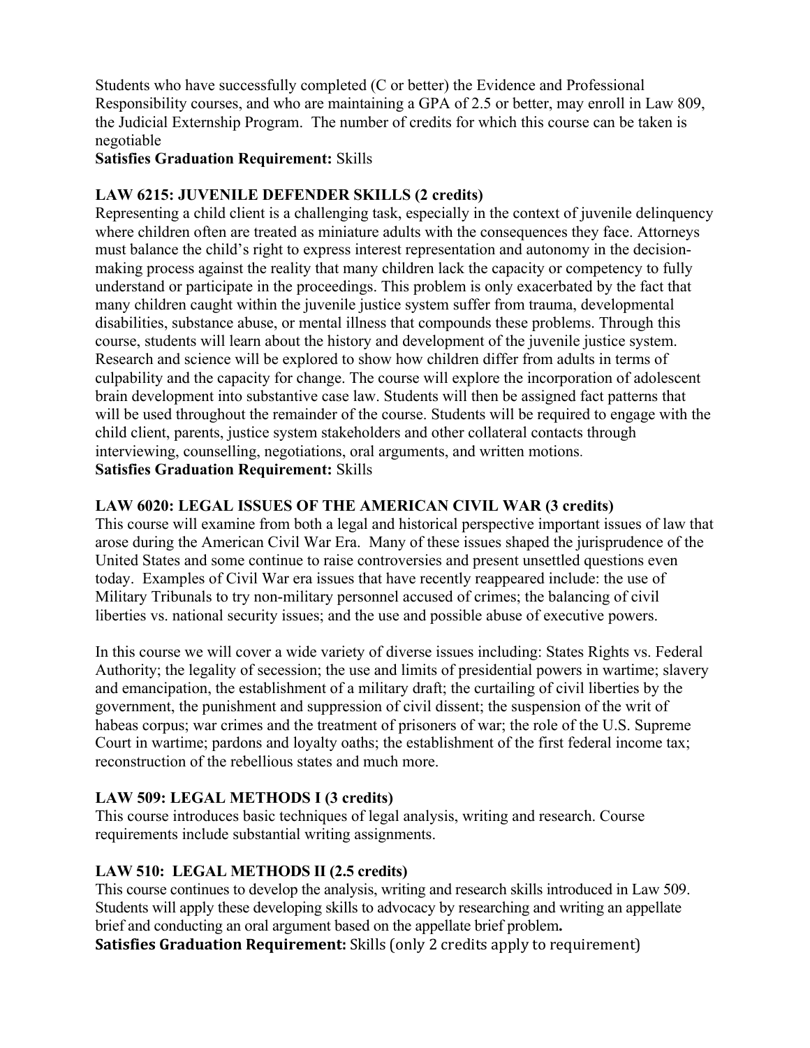Students who have successfully completed (C or better) the Evidence and Professional Responsibility courses, and who are maintaining a GPA of 2.5 or better, may enroll in Law 809, the Judicial Externship Program. The number of credits for which this course can be taken is negotiable

**Satisfies Graduation Requirement:** Skills

### LAW 6215: JUVENILE DEFENDER SKILLS (2 credits)

Representing a child client is a challenging task, especially in the context of juvenile delinquency where children often are treated as miniature adults with the consequences they face. Attorneys must balance the child's right to express interest representation and autonomy in the decision-making process against the reality that many children lack the capacity or competency to fully understand or participate in the proceedings. This problem is only exacerbated by the fact that many children caught within the juvenile justice system suffer from trauma, developmental disabilities, substance abuse, or mental illness that compounds these problems. Through this course, students will learn about the history and development of the juvenile justice system. Research and science will be explored to show how children differ from adults in terms of culpability and the capacity for change. The course will explore the incorporation of adolescent brain development into substantive case law. Students will then be assigned fact patterns that will be used throughout the remainder of the course. Students will be required to engage with the child client, parents, justice system stakeholders and other collateral contacts through interviewing, counselling, negotiations, oral arguments, and written motions.

**Satisfies Graduation Requirement:** Skills

### LAW 6020: LEGAL ISSUES OF THE AMERICAN CIVIL WAR (3 credits)

This course will examine from both a legal and historical perspective important issues of law that arose during the American Civil War Era. Many of these issues shaped the jurisprudence of the United States and some continue to raise controversies and present unsettled questions even today. Examples of Civil War era issues that have recently reappeared include: the use of Military Tribunals to try non-military personnel accused of crimes; the balancing of civil liberties vs. national security issues; and the use and possible abuse of executive powers.

In this course we will cover a wide variety of diverse issues including: States Rights vs. Federal Authority; the legality of secession; the use and limits of presidential powers in wartime; slavery and emancipation, the establishment of a military draft; the curtailing of civil liberties by the government, the punishment and suppression of civil dissent; the suspension of the writ of habeas corpus; war crimes and the treatment of prisoners of war; the role of the U.S. Supreme Court in wartime; pardons and loyalty oaths; the establishment of the first federal income tax; reconstruction of the rebellious states and much more.

### LAW 509: LEGAL METHODS I (3 credits)

This course introduces basic techniques of legal analysis, writing and research. Course requirements include substantial writing assignments.

### LAW 510: LEGAL METHODS II (2.5 credits)

This course continues to develop the analysis, writing and research skills introduced in Law 509. Students will apply these developing skills to advocacy by researching and writing an appellate brief and conducting an oral argument based on the appellate brief problem.

**Satisfies Graduation Requirement:** Skills (only 2 credits apply to requirement)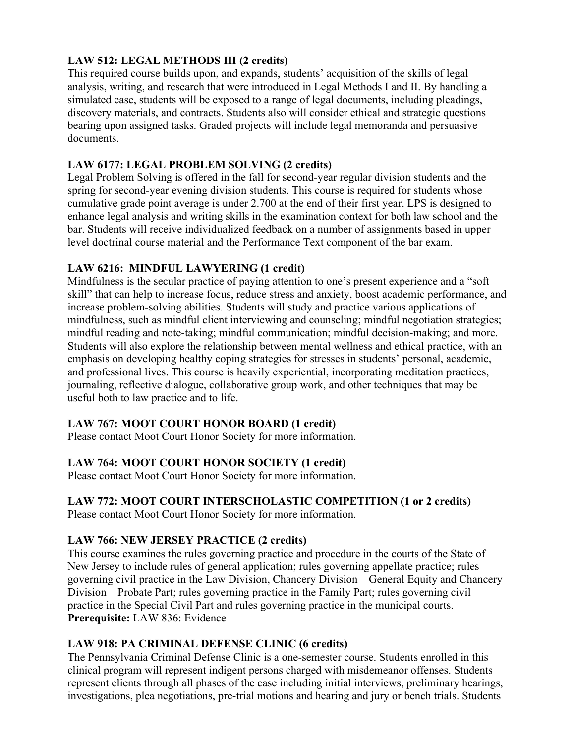**LAW 512: LEGAL METHODS III (2 credits)**
This required course builds upon, and expands, students' acquisition of the skills of legal analysis, writing, and research that were introduced in Legal Methods I and II. By handling a simulated case, students will be exposed to a range of legal documents, including pleadings, discovery materials, and contracts. Students also will consider ethical and strategic questions bearing upon assigned tasks. Graded projects will include legal memoranda and persuasive documents.

**LAW 6177: LEGAL PROBLEM SOLVING (2 credits)**
Legal Problem Solving is offered in the fall for second-year regular division students and the spring for second-year evening division students. This course is required for students whose cumulative grade point average is under 2.700 at the end of their first year. LPS is designed to enhance legal analysis and writing skills in the examination context for both law school and the bar. Students will receive individualized feedback on a number of assignments based in upper level doctrinal course material and the Performance Text component of the bar exam.

**LAW 6216: MINDFUL LAWYERING (1 credit)**
Mindfulness is the secular practice of paying attention to one's present experience and a "soft skill" that can help to increase focus, reduce stress and anxiety, boost academic performance, and increase problem-solving abilities. Students will study and practice various applications of mindfulness, such as mindful client interviewing and counseling; mindful negotiation strategies; mindful reading and note-taking; mindful communication; mindful decision-making; and more. Students will also explore the relationship between mental wellness and ethical practice, with an emphasis on developing healthy coping strategies for stresses in students' personal, academic, and professional lives. This course is heavily experiential, incorporating meditation practices, journaling, reflective dialogue, collaborative group work, and other techniques that may be useful both to law practice and to life.

**LAW 767: MOOT COURT HONOR BOARD (1 credit)**
Please contact Moot Court Honor Society for more information.

**LAW 764: MOOT COURT HONOR SOCIETY (1 credit)**
Please contact Moot Court Honor Society for more information.

**LAW 772: MOOT COURT INTERSCHOLASTIC COMPETITION (1 or 2 credits)**
Please contact Moot Court Honor Society for more information.

**LAW 766: NEW JERSEY PRACTICE (2 credits)**
This course examines the rules governing practice and procedure in the courts of the State of New Jersey to include rules of general application; rules governing appellate practice; rules governing civil practice in the Law Division, Chancery Division – General Equity and Chancery Division – Probate Part; rules governing practice in the Family Part; rules governing civil practice in the Special Civil Part and rules governing practice in the municipal courts.
**Prerequisite:** LAW 836: Evidence

**LAW 918: PA CRIMINAL DEFENSE CLINIC (6 credits)**
The Pennsylvania Criminal Defense Clinic is a one-semester course. Students enrolled in this clinical program will represent indigent persons charged with misdemeanor offenses. Students represent clients through all phases of the case including initial interviews, preliminary hearings, investigations, plea negotiations, pre-trial motions and hearing and jury or bench trials. Students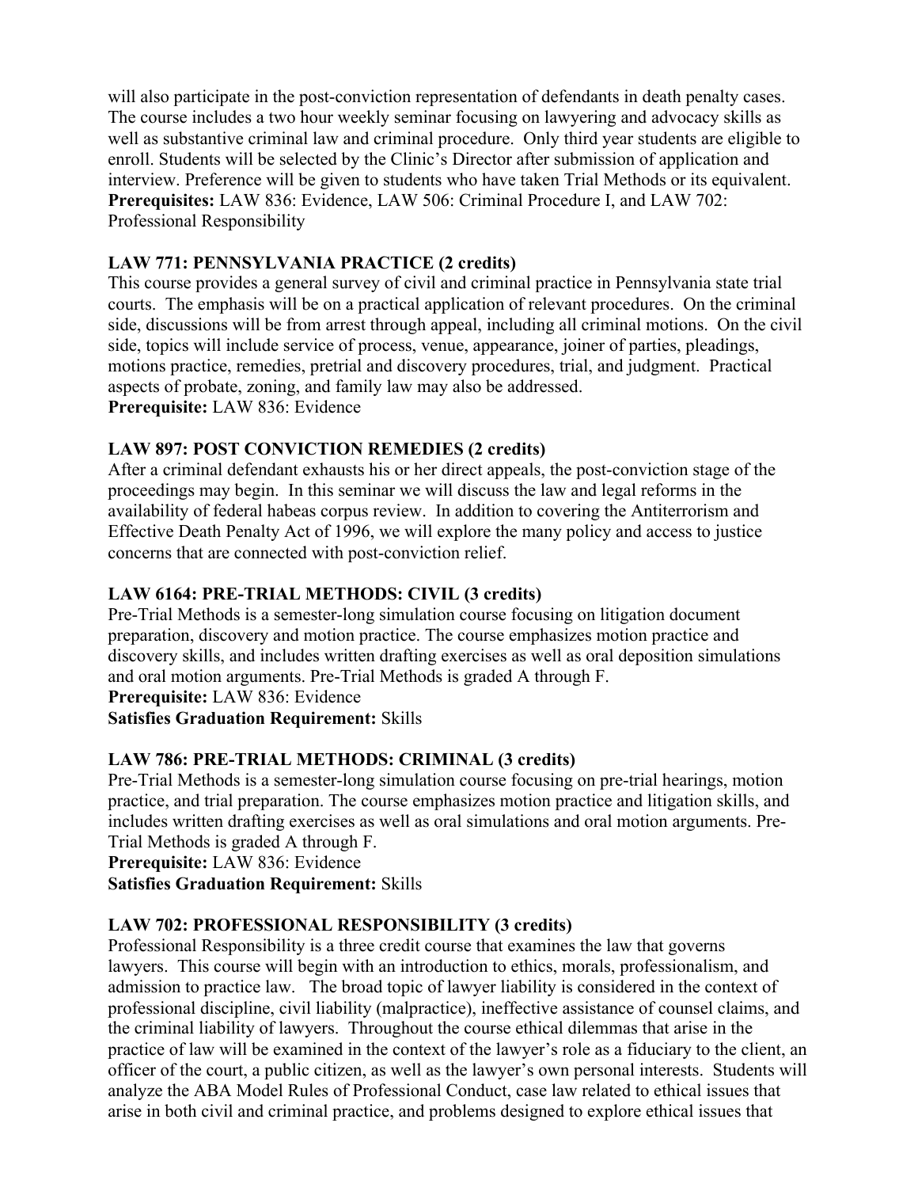will also participate in the post-conviction representation of defendants in death penalty cases. The course includes a two hour weekly seminar focusing on lawyering and advocacy skills as well as substantive criminal law and criminal procedure. Only third year students are eligible to enroll. Students will be selected by the Clinic's Director after submission of application and interview. Preference will be given to students who have taken Trial Methods or its equivalent.
**Prerequisites:** LAW 836: Evidence, LAW 506: Criminal Procedure I, and LAW 702: Professional Responsibility

**LAW 771: PENNSYLVANIA PRACTICE (2 credits)**
This course provides a general survey of civil and criminal practice in Pennsylvania state trial courts. The emphasis will be on a practical application of relevant procedures. On the criminal side, discussions will be from arrest through appeal, including all criminal motions. On the civil side, topics will include service of process, venue, appearance, joiner of parties, pleadings, motions practice, remedies, pretrial and discovery procedures, trial, and judgment. Practical aspects of probate, zoning, and family law may also be addressed.
**Prerequisite:** LAW 836: Evidence

**LAW 897: POST CONVICTION REMEDIES (2 credits)**
After a criminal defendant exhausts his or her direct appeals, the post-conviction stage of the proceedings may begin. In this seminar we will discuss the law and legal reforms in the availability of federal habeas corpus review. In addition to covering the Antiterrorism and Effective Death Penalty Act of 1996, we will explore the many policy and access to justice concerns that are connected with post-conviction relief.

**LAW 6164: PRE-TRIAL METHODS: CIVIL (3 credits)**
Pre-Trial Methods is a semester-long simulation course focusing on litigation document preparation, discovery and motion practice. The course emphasizes motion practice and discovery skills, and includes written drafting exercises as well as oral deposition simulations and oral motion arguments. Pre-Trial Methods is graded A through F.
**Prerequisite:** LAW 836: Evidence
**Satisfies Graduation Requirement:** Skills

**LAW 786: PRE-TRIAL METHODS: CRIMINAL (3 credits)**
Pre-Trial Methods is a semester-long simulation course focusing on pre-trial hearings, motion practice, and trial preparation. The course emphasizes motion practice and litigation skills, and includes written drafting exercises as well as oral simulations and oral motion arguments. Pre-Trial Methods is graded A through F.
**Prerequisite:** LAW 836: Evidence
**Satisfies Graduation Requirement:** Skills

**LAW 702: PROFESSIONAL RESPONSIBILITY (3 credits)**
Professional Responsibility is a three credit course that examines the law that governs lawyers. This course will begin with an introduction to ethics, morals, professionalism, and admission to practice law. The broad topic of lawyer liability is considered in the context of professional discipline, civil liability (malpractice), ineffective assistance of counsel claims, and the criminal liability of lawyers. Throughout the course ethical dilemmas that arise in the practice of law will be examined in the context of the lawyer's role as a fiduciary to the client, an officer of the court, a public citizen, as well as the lawyer's own personal interests. Students will analyze the ABA Model Rules of Professional Conduct, case law related to ethical issues that arise in both civil and criminal practice, and problems designed to explore ethical issues that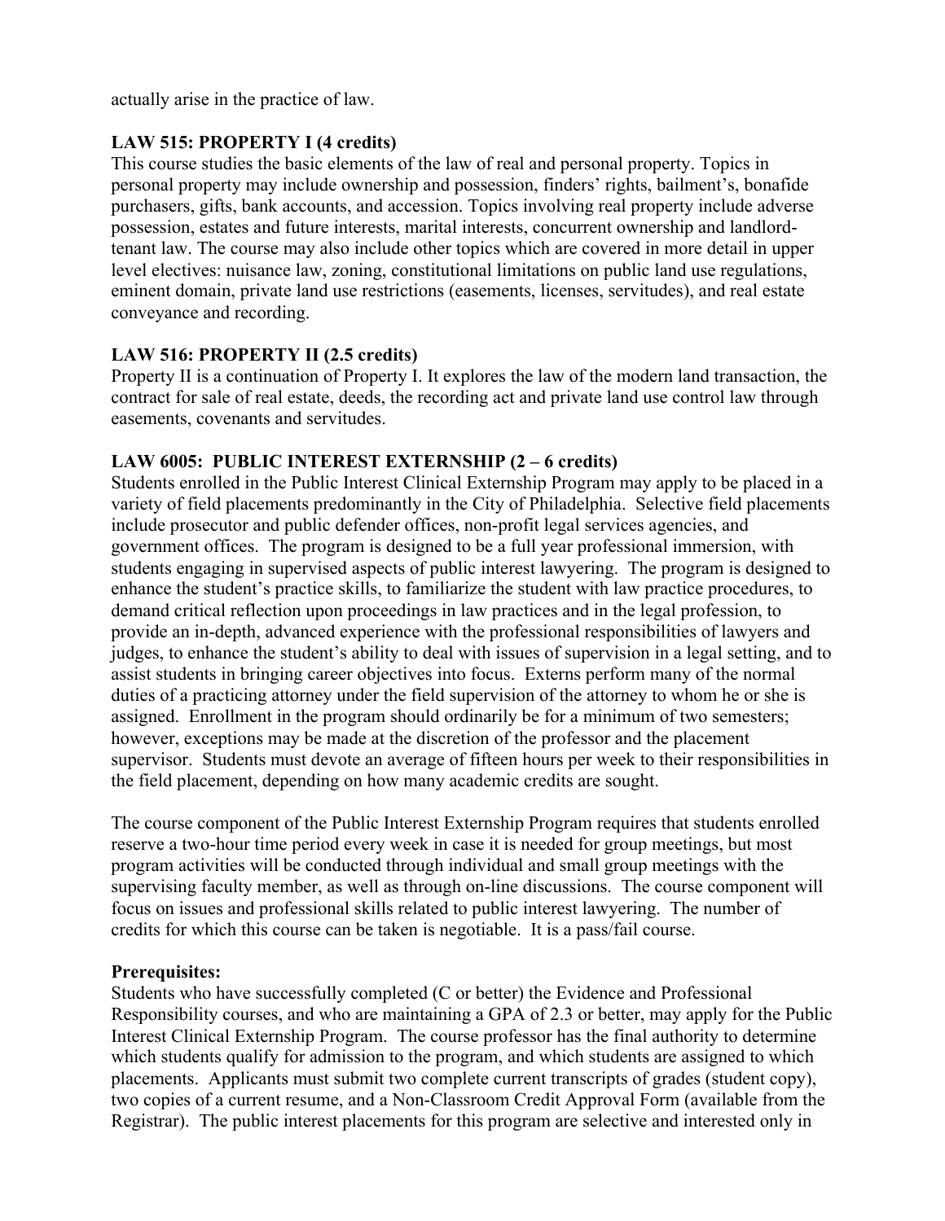actually arise in the practice of law.

**LAW 515: PROPERTY I (4 credits)**

This course studies the basic elements of the law of real and personal property. Topics in personal property may include ownership and possession, finders' rights, bailment's, bonafide purchasers, gifts, bank accounts, and accession. Topics involving real property include adverse possession, estates and future interests, marital interests, concurrent ownership and landlord-tenant law. The course may also include other topics which are covered in more detail in upper level electives: nuisance law, zoning, constitutional limitations on public land use regulations, eminent domain, private land use restrictions (easements, licenses, servitudes), and real estate conveyance and recording.

**LAW 516: PROPERTY II (2.5 credits)**

Property II is a continuation of Property I. It explores the law of the modern land transaction, the contract for sale of real estate, deeds, the recording act and private land use control law through easements, covenants and servitudes.

**LAW 6005: PUBLIC INTEREST EXTERNSHIP (2 – 6 credits)**

Students enrolled in the Public Interest Clinical Externship Program may apply to be placed in a variety of field placements predominantly in the City of Philadelphia. Selective field placements include prosecutor and public defender offices, non-profit legal services agencies, and government offices. The program is designed to be a full year professional immersion, with students engaging in supervised aspects of public interest lawyering. The program is designed to enhance the student's practice skills, to familiarize the student with law practice procedures, to demand critical reflection upon proceedings in law practices and in the legal profession, to provide an in-depth, advanced experience with the professional responsibilities of lawyers and judges, to enhance the student's ability to deal with issues of supervision in a legal setting, and to assist students in bringing career objectives into focus. Externs perform many of the normal duties of a practicing attorney under the field supervision of the attorney to whom he or she is assigned. Enrollment in the program should ordinarily be for a minimum of two semesters; however, exceptions may be made at the discretion of the professor and the placement supervisor. Students must devote an average of fifteen hours per week to their responsibilities in the field placement, depending on how many academic credits are sought.

The course component of the Public Interest Externship Program requires that students enrolled reserve a two-hour time period every week in case it is needed for group meetings, but most program activities will be conducted through individual and small group meetings with the supervising faculty member, as well as through on-line discussions. The course component will focus on issues and professional skills related to public interest lawyering. The number of credits for which this course can be taken is negotiable. It is a pass/fail course.

**Prerequisites:**

Students who have successfully completed (C or better) the Evidence and Professional Responsibility courses, and who are maintaining a GPA of 2.3 or better, may apply for the Public Interest Clinical Externship Program. The course professor has the final authority to determine which students qualify for admission to the program, and which students are assigned to which placements. Applicants must submit two complete current transcripts of grades (student copy), two copies of a current resume, and a Non-Classroom Credit Approval Form (available from the Registrar). The public interest placements for this program are selective and interested only in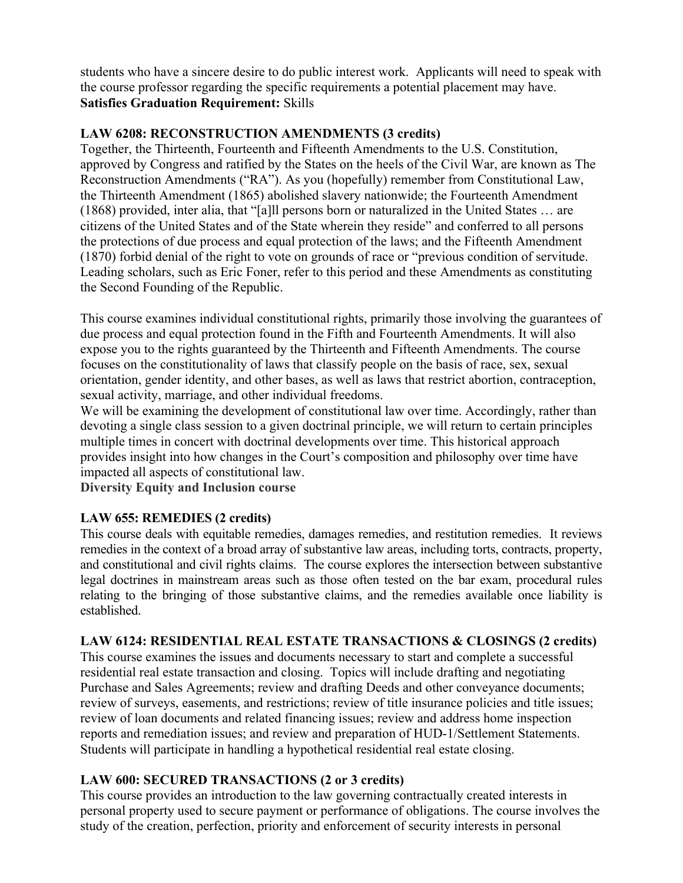students who have a sincere desire to do public interest work. Applicants will need to speak with the course professor regarding the specific requirements a potential placement may have.
**Satisfies Graduation Requirement:** Skills

### LAW 6208: RECONSTRUCTION AMENDMENTS (3 credits)

Together, the Thirteenth, Fourteenth and Fifteenth Amendments to the U.S. Constitution, approved by Congress and ratified by the States on the heels of the Civil War, are known as The Reconstruction Amendments ("RA"). As you (hopefully) remember from Constitutional Law, the Thirteenth Amendment (1865) abolished slavery nationwide; the Fourteenth Amendment (1868) provided, inter alia, that "[a]ll persons born or naturalized in the United States … are citizens of the United States and of the State wherein they reside" and conferred to all persons the protections of due process and equal protection of the laws; and the Fifteenth Amendment (1870) forbid denial of the right to vote on grounds of race or "previous condition of servitude. Leading scholars, such as Eric Foner, refer to this period and these Amendments as constituting the Second Founding of the Republic.

This course examines individual constitutional rights, primarily those involving the guarantees of due process and equal protection found in the Fifth and Fourteenth Amendments. It will also expose you to the rights guaranteed by the Thirteenth and Fifteenth Amendments. The course focuses on the constitutionality of laws that classify people on the basis of race, sex, sexual orientation, gender identity, and other bases, as well as laws that restrict abortion, contraception, sexual activity, marriage, and other individual freedoms.

We will be examining the development of constitutional law over time. Accordingly, rather than devoting a single class session to a given doctrinal principle, we will return to certain principles multiple times in concert with doctrinal developments over time. This historical approach provides insight into how changes in the Court's composition and philosophy over time have impacted all aspects of constitutional law.

**Diversity Equity and Inclusion course**

### LAW 655: REMEDIES (2 credits)

This course deals with equitable remedies, damages remedies, and restitution remedies. It reviews remedies in the context of a broad array of substantive law areas, including torts, contracts, property, and constitutional and civil rights claims. The course explores the intersection between substantive legal doctrines in mainstream areas such as those often tested on the bar exam, procedural rules relating to the bringing of those substantive claims, and the remedies available once liability is established.

### LAW 6124: RESIDENTIAL REAL ESTATE TRANSACTIONS & CLOSINGS (2 credits)

This course examines the issues and documents necessary to start and complete a successful residential real estate transaction and closing. Topics will include drafting and negotiating Purchase and Sales Agreements; review and drafting Deeds and other conveyance documents; review of surveys, easements, and restrictions; review of title insurance policies and title issues; review of loan documents and related financing issues; review and address home inspection reports and remediation issues; and review and preparation of HUD-1/Settlement Statements. Students will participate in handling a hypothetical residential real estate closing.

### LAW 600: SECURED TRANSACTIONS (2 or 3 credits)

This course provides an introduction to the law governing contractually created interests in personal property used to secure payment or performance of obligations. The course involves the study of the creation, perfection, priority and enforcement of security interests in personal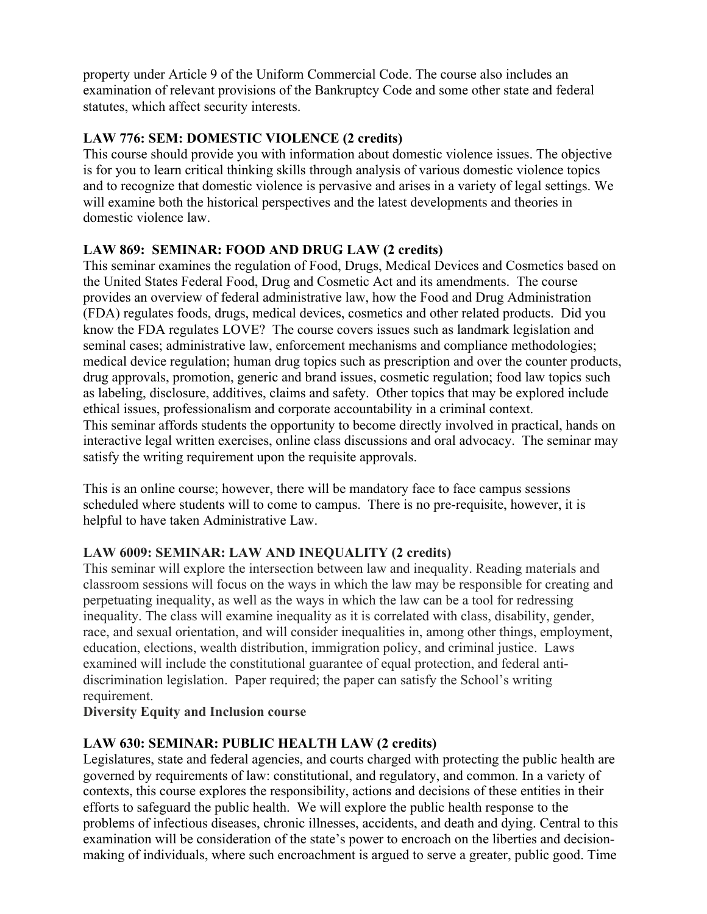property under Article 9 of the Uniform Commercial Code. The course also includes an examination of relevant provisions of the Bankruptcy Code and some other state and federal statutes, which affect security interests.

**LAW 776: SEM: DOMESTIC VIOLENCE (2 credits)**
This course should provide you with information about domestic violence issues. The objective is for you to learn critical thinking skills through analysis of various domestic violence topics and to recognize that domestic violence is pervasive and arises in a variety of legal settings. We will examine both the historical perspectives and the latest developments and theories in domestic violence law.

**LAW 869: SEMINAR: FOOD AND DRUG LAW (2 credits)**
This seminar examines the regulation of Food, Drugs, Medical Devices and Cosmetics based on the United States Federal Food, Drug and Cosmetic Act and its amendments. The course provides an overview of federal administrative law, how the Food and Drug Administration (FDA) regulates foods, drugs, medical devices, cosmetics and other related products. Did you know the FDA regulates LOVE? The course covers issues such as landmark legislation and seminal cases; administrative law, enforcement mechanisms and compliance methodologies; medical device regulation; human drug topics such as prescription and over the counter products, drug approvals, promotion, generic and brand issues, cosmetic regulation; food law topics such as labeling, disclosure, additives, claims and safety. Other topics that may be explored include ethical issues, professionalism and corporate accountability in a criminal context.
This seminar affords students the opportunity to become directly involved in practical, hands on interactive legal written exercises, online class discussions and oral advocacy. The seminar may satisfy the writing requirement upon the requisite approvals.

This is an online course; however, there will be mandatory face to face campus sessions scheduled where students will to come to campus. There is no pre-requisite, however, it is helpful to have taken Administrative Law.

**LAW 6009: SEMINAR: LAW AND INEQUALITY (2 credits)**
This seminar will explore the intersection between law and inequality. Reading materials and classroom sessions will focus on the ways in which the law may be responsible for creating and perpetuating inequality, as well as the ways in which the law can be a tool for redressing inequality. The class will examine inequality as it is correlated with class, disability, gender, race, and sexual orientation, and will consider inequalities in, among other things, employment, education, elections, wealth distribution, immigration policy, and criminal justice. Laws examined will include the constitutional guarantee of equal protection, and federal anti-discrimination legislation. Paper required; the paper can satisfy the School's writing requirement.
**Diversity Equity and Inclusion course**

**LAW 630: SEMINAR: PUBLIC HEALTH LAW (2 credits)**
Legislatures, state and federal agencies, and courts charged with protecting the public health are governed by requirements of law: constitutional, and regulatory, and common. In a variety of contexts, this course explores the responsibility, actions and decisions of these entities in their efforts to safeguard the public health. We will explore the public health response to the problems of infectious diseases, chronic illnesses, accidents, and death and dying. Central to this examination will be consideration of the state's power to encroach on the liberties and decision-making of individuals, where such encroachment is argued to serve a greater, public good. Time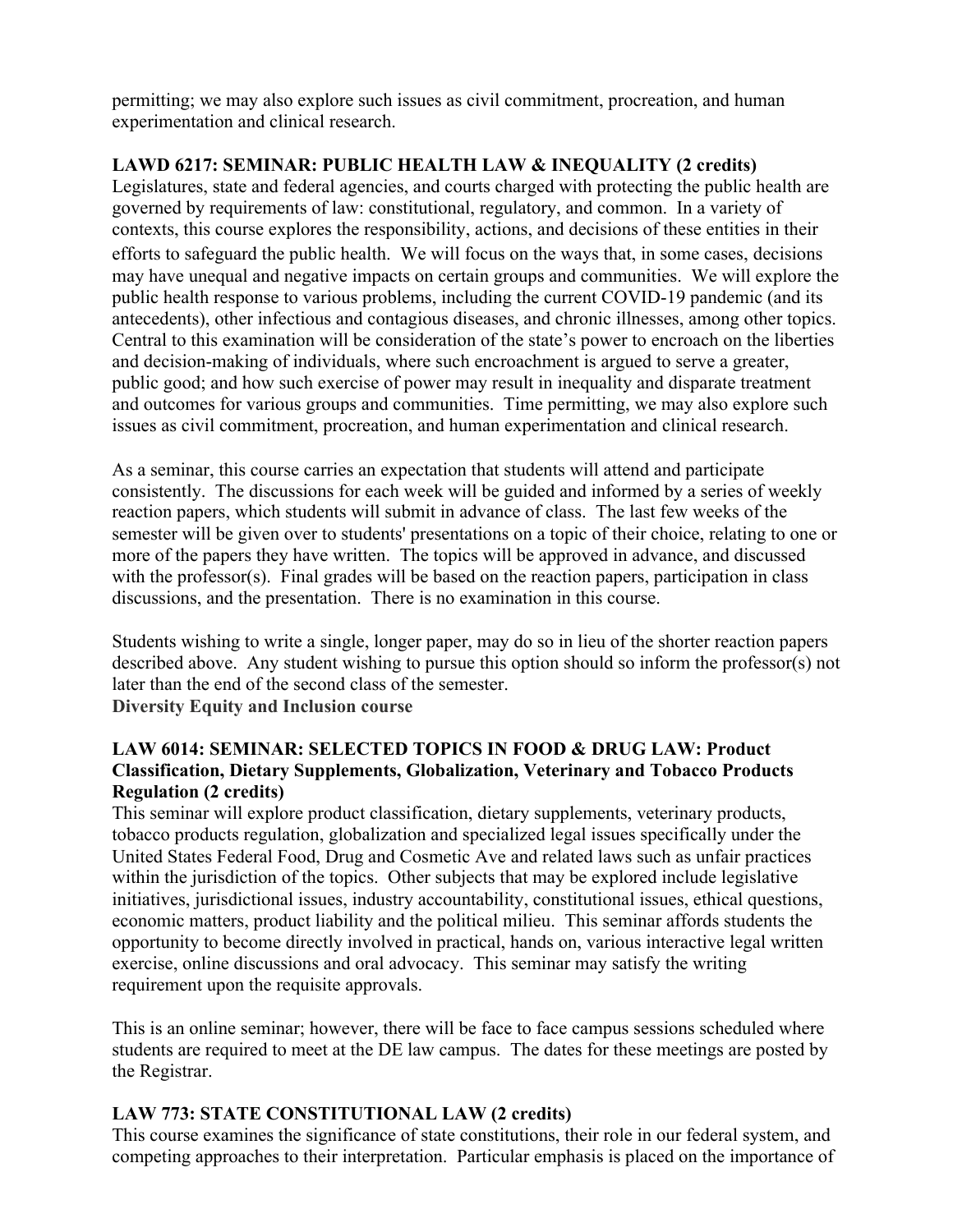permitting; we may also explore such issues as civil commitment, procreation, and human experimentation and clinical research.

**LAWD 6217: SEMINAR: PUBLIC HEALTH LAW & INEQUALITY (2 credits)**

Legislatures, state and federal agencies, and courts charged with protecting the public health are governed by requirements of law: constitutional, regulatory, and common. In a variety of contexts, this course explores the responsibility, actions, and decisions of these entities in their efforts to safeguard the public health. We will focus on the ways that, in some cases, decisions may have unequal and negative impacts on certain groups and communities. We will explore the public health response to various problems, including the current COVID-19 pandemic (and its antecedents), other infectious and contagious diseases, and chronic illnesses, among other topics. Central to this examination will be consideration of the state's power to encroach on the liberties and decision-making of individuals, where such encroachment is argued to serve a greater, public good; and how such exercise of power may result in inequality and disparate treatment and outcomes for various groups and communities. Time permitting, we may also explore such issues as civil commitment, procreation, and human experimentation and clinical research.

As a seminar, this course carries an expectation that students will attend and participate consistently. The discussions for each week will be guided and informed by a series of weekly reaction papers, which students will submit in advance of class. The last few weeks of the semester will be given over to students' presentations on a topic of their choice, relating to one or more of the papers they have written. The topics will be approved in advance, and discussed with the professor(s). Final grades will be based on the reaction papers, participation in class discussions, and the presentation. There is no examination in this course.

Students wishing to write a single, longer paper, may do so in lieu of the shorter reaction papers described above. Any student wishing to pursue this option should so inform the professor(s) not later than the end of the second class of the semester.

**Diversity Equity and Inclusion course**

**LAW 6014: SEMINAR: SELECTED TOPICS IN FOOD & DRUG LAW: Product Classification, Dietary Supplements, Globalization, Veterinary and Tobacco Products Regulation (2 credits)**

This seminar will explore product classification, dietary supplements, veterinary products, tobacco products regulation, globalization and specialized legal issues specifically under the United States Federal Food, Drug and Cosmetic Ave and related laws such as unfair practices within the jurisdiction of the topics. Other subjects that may be explored include legislative initiatives, jurisdictional issues, industry accountability, constitutional issues, ethical questions, economic matters, product liability and the political milieu. This seminar affords students the opportunity to become directly involved in practical, hands on, various interactive legal written exercise, online discussions and oral advocacy. This seminar may satisfy the writing requirement upon the requisite approvals.

This is an online seminar; however, there will be face to face campus sessions scheduled where students are required to meet at the DE law campus. The dates for these meetings are posted by the Registrar.

**LAW 773: STATE CONSTITUTIONAL LAW (2 credits)**

This course examines the significance of state constitutions, their role in our federal system, and competing approaches to their interpretation. Particular emphasis is placed on the importance of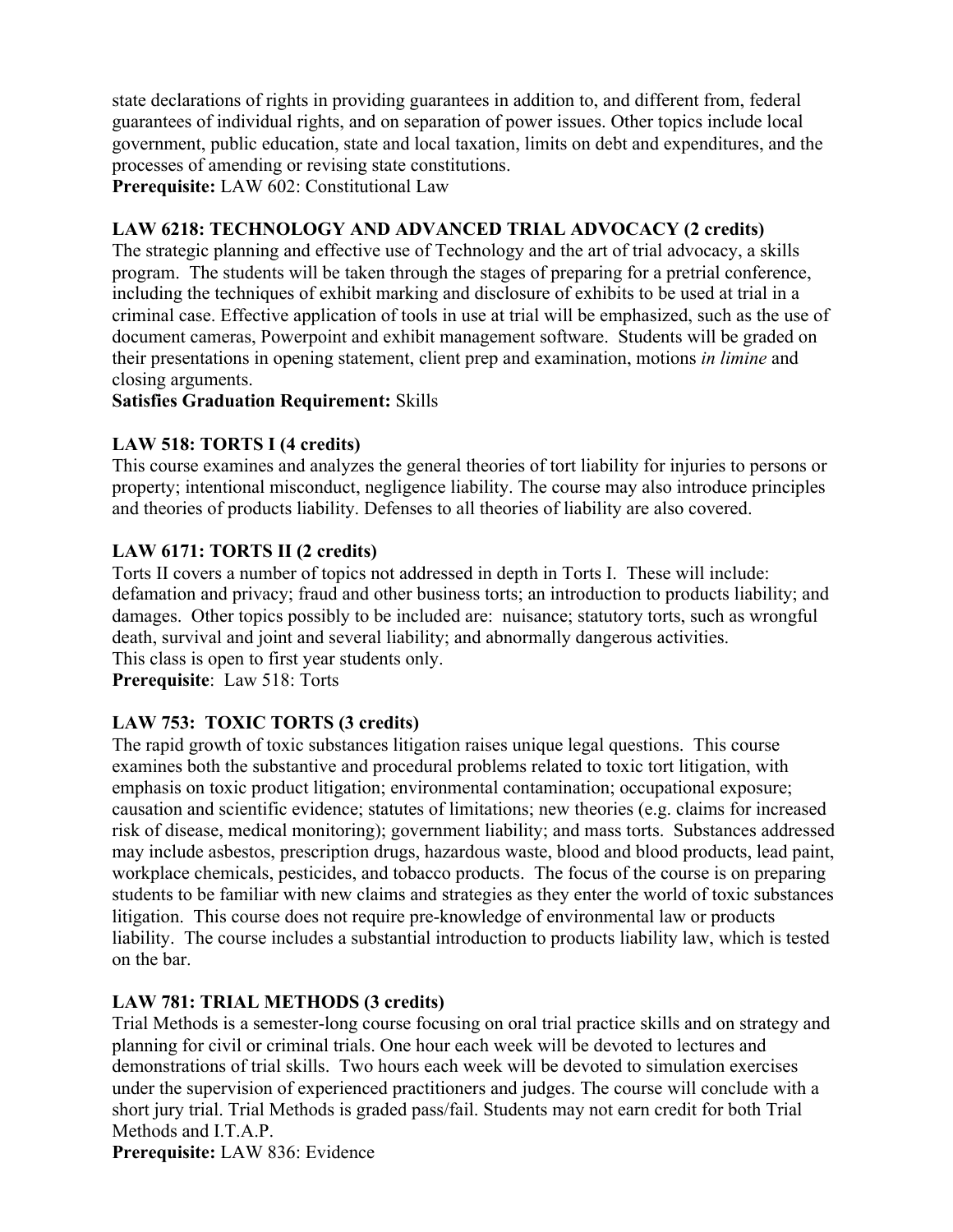state declarations of rights in providing guarantees in addition to, and different from, federal guarantees of individual rights, and on separation of power issues. Other topics include local government, public education, state and local taxation, limits on debt and expenditures, and the processes of amending or revising state constitutions.
**Prerequisite:** LAW 602: Constitutional Law

**LAW 6218: TECHNOLOGY AND ADVANCED TRIAL ADVOCACY (2 credits)**
The strategic planning and effective use of Technology and the art of trial advocacy, a skills program. The students will be taken through the stages of preparing for a pretrial conference, including the techniques of exhibit marking and disclosure of exhibits to be used at trial in a criminal case. Effective application of tools in use at trial will be emphasized, such as the use of document cameras, Powerpoint and exhibit management software. Students will be graded on their presentations in opening statement, client prep and examination, motions *in limine* and closing arguments.
**Satisfies Graduation Requirement:** Skills

**LAW 518: TORTS I (4 credits)**
This course examines and analyzes the general theories of tort liability for injuries to persons or property; intentional misconduct, negligence liability. The course may also introduce principles and theories of products liability. Defenses to all theories of liability are also covered.

**LAW 6171: TORTS II (2 credits)**
Torts II covers a number of topics not addressed in depth in Torts I. These will include: defamation and privacy; fraud and other business torts; an introduction to products liability; and damages. Other topics possibly to be included are: nuisance; statutory torts, such as wrongful death, survival and joint and several liability; and abnormally dangerous activities.
This class is open to first year students only.
**Prerequisite**: Law 518: Torts

**LAW 753: TOXIC TORTS (3 credits)**
The rapid growth of toxic substances litigation raises unique legal questions. This course examines both the substantive and procedural problems related to toxic tort litigation, with emphasis on toxic product litigation; environmental contamination; occupational exposure; causation and scientific evidence; statutes of limitations; new theories (e.g. claims for increased risk of disease, medical monitoring); government liability; and mass torts. Substances addressed may include asbestos, prescription drugs, hazardous waste, blood and blood products, lead paint, workplace chemicals, pesticides, and tobacco products. The focus of the course is on preparing students to be familiar with new claims and strategies as they enter the world of toxic substances litigation. This course does not require pre-knowledge of environmental law or products liability. The course includes a substantial introduction to products liability law, which is tested on the bar.

**LAW 781: TRIAL METHODS (3 credits)**
Trial Methods is a semester-long course focusing on oral trial practice skills and on strategy and planning for civil or criminal trials. One hour each week will be devoted to lectures and demonstrations of trial skills. Two hours each week will be devoted to simulation exercises under the supervision of experienced practitioners and judges. The course will conclude with a short jury trial. Trial Methods is graded pass/fail. Students may not earn credit for both Trial Methods and I.T.A.P.
**Prerequisite:** LAW 836: Evidence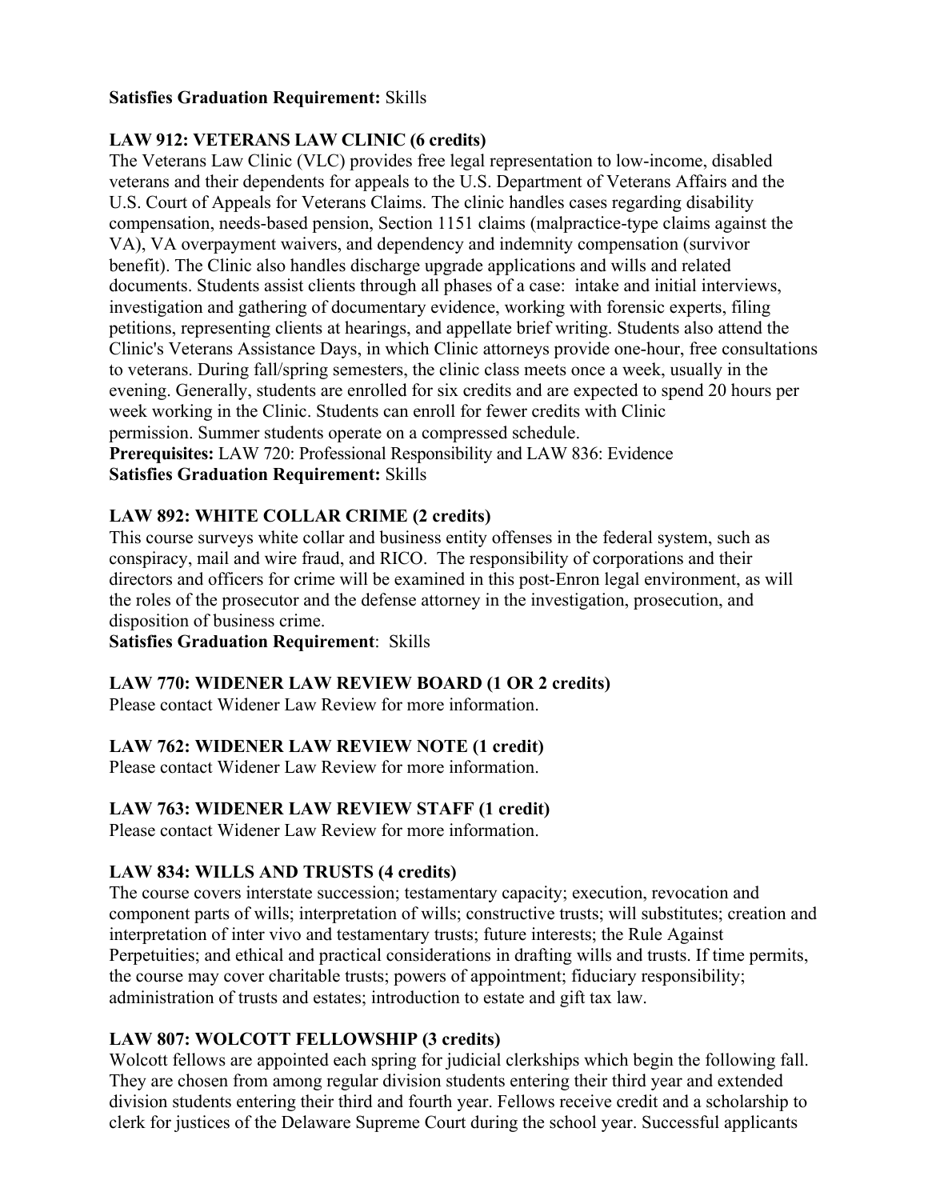**Satisfies Graduation Requirement:** Skills

**LAW 912: VETERANS LAW CLINIC (6 credits)**

The Veterans Law Clinic (VLC) provides free legal representation to low-income, disabled veterans and their dependents for appeals to the U.S. Department of Veterans Affairs and the U.S. Court of Appeals for Veterans Claims. The clinic handles cases regarding disability compensation, needs-based pension, Section 1151 claims (malpractice-type claims against the VA), VA overpayment waivers, and dependency and indemnity compensation (survivor benefit). The Clinic also handles discharge upgrade applications and wills and related documents. Students assist clients through all phases of a case: intake and initial interviews, investigation and gathering of documentary evidence, working with forensic experts, filing petitions, representing clients at hearings, and appellate brief writing. Students also attend the Clinic's Veterans Assistance Days, in which Clinic attorneys provide one-hour, free consultations to veterans. During fall/spring semesters, the clinic class meets once a week, usually in the evening. Generally, students are enrolled for six credits and are expected to spend 20 hours per week working in the Clinic. Students can enroll for fewer credits with Clinic permission. Summer students operate on a compressed schedule.

**Prerequisites:** LAW 720: Professional Responsibility and LAW 836: Evidence

**Satisfies Graduation Requirement:** Skills

**LAW 892: WHITE COLLAR CRIME (2 credits)**

This course surveys white collar and business entity offenses in the federal system, such as conspiracy, mail and wire fraud, and RICO. The responsibility of corporations and their directors and officers for crime will be examined in this post-Enron legal environment, as will the roles of the prosecutor and the defense attorney in the investigation, prosecution, and disposition of business crime.

**Satisfies Graduation Requirement**: Skills

**LAW 770: WIDENER LAW REVIEW BOARD (1 OR 2 credits)**

Please contact Widener Law Review for more information.

**LAW 762: WIDENER LAW REVIEW NOTE (1 credit)**

Please contact Widener Law Review for more information.

**LAW 763: WIDENER LAW REVIEW STAFF (1 credit)**

Please contact Widener Law Review for more information.

**LAW 834: WILLS AND TRUSTS (4 credits)**

The course covers interstate succession; testamentary capacity; execution, revocation and component parts of wills; interpretation of wills; constructive trusts; will substitutes; creation and interpretation of inter vivo and testamentary trusts; future interests; the Rule Against Perpetuities; and ethical and practical considerations in drafting wills and trusts. If time permits, the course may cover charitable trusts; powers of appointment; fiduciary responsibility; administration of trusts and estates; introduction to estate and gift tax law.

**LAW 807: WOLCOTT FELLOWSHIP (3 credits)**

Wolcott fellows are appointed each spring for judicial clerkships which begin the following fall. They are chosen from among regular division students entering their third year and extended division students entering their third and fourth year. Fellows receive credit and a scholarship to clerk for justices of the Delaware Supreme Court during the school year. Successful applicants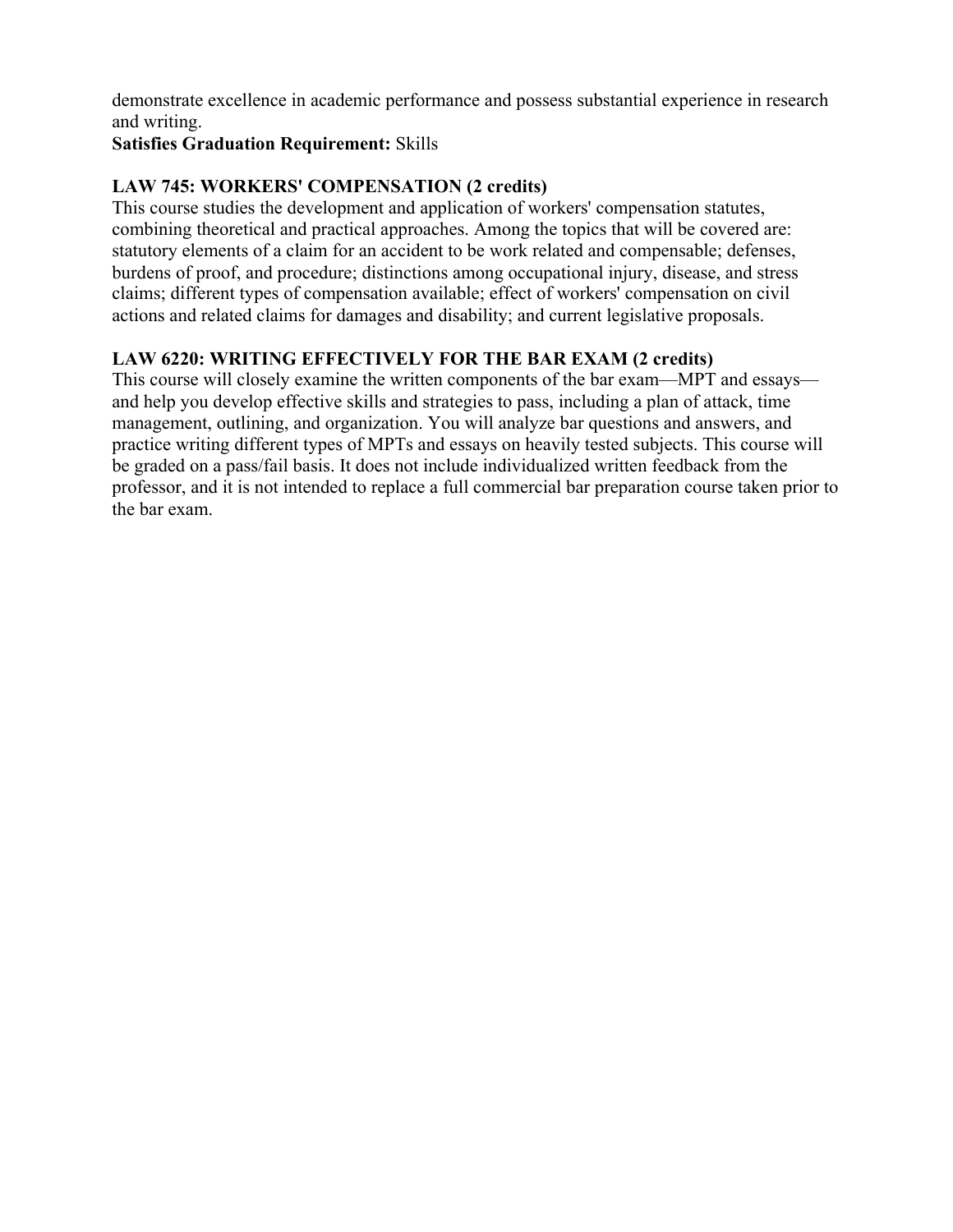demonstrate excellence in academic performance and possess substantial experience in research and writing.
**Satisfies Graduation Requirement:** Skills

### LAW 745: WORKERS' COMPENSATION (2 credits)

This course studies the development and application of workers' compensation statutes, combining theoretical and practical approaches. Among the topics that will be covered are: statutory elements of a claim for an accident to be work related and compensable; defenses, burdens of proof, and procedure; distinctions among occupational injury, disease, and stress claims; different types of compensation available; effect of workers' compensation on civil actions and related claims for damages and disability; and current legislative proposals.

### LAW 6220: WRITING EFFECTIVELY FOR THE BAR EXAM (2 credits)

This course will closely examine the written components of the bar exam—MPT and essays—and help you develop effective skills and strategies to pass, including a plan of attack, time management, outlining, and organization. You will analyze bar questions and answers, and practice writing different types of MPTs and essays on heavily tested subjects. This course will be graded on a pass/fail basis. It does not include individualized written feedback from the professor, and it is not intended to replace a full commercial bar preparation course taken prior to the bar exam.